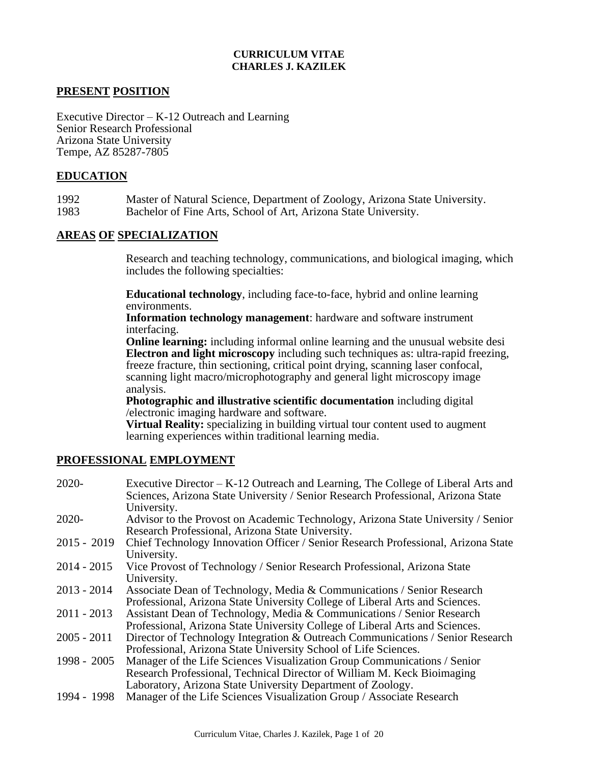**CURRICULUM VITAE**
**CHARLES J. KAZILEK**

## PRESENT POSITION

Executive Director – K-12 Outreach and Learning
Senior Research Professional
Arizona State University
Tempe, AZ 85287-7805

## EDUCATION

1992 Master of Natural Science, Department of Zoology, Arizona State University.
1983 Bachelor of Fine Arts, School of Art, Arizona State University.

## AREAS OF SPECIALIZATION

Research and teaching technology, communications, and biological imaging, which includes the following specialties:

**Educational technology**, including face-to-face, hybrid and online learning environments.
**Information technology management**: hardware and software instrument interfacing.
**Online learning:** including informal online learning and the unusual website desi
**Electron and light microscopy** including such techniques as: ultra-rapid freezing, freeze fracture, thin sectioning, critical point drying, scanning laser confocal, scanning light macro/microphotography and general light microscopy image analysis.
**Photographic and illustrative scientific documentation** including digital /electronic imaging hardware and software.
**Virtual Reality:** specializing in building virtual tour content used to augment learning experiences within traditional learning media.

## PROFESSIONAL EMPLOYMENT

2020- Executive Director – K-12 Outreach and Learning, The College of Liberal Arts and Sciences, Arizona State University / Senior Research Professional, Arizona State University.
2020- Advisor to the Provost on Academic Technology, Arizona State University / Senior Research Professional, Arizona State University.
2015 - 2019 Chief Technology Innovation Officer / Senior Research Professional, Arizona State University.
2014 - 2015 Vice Provost of Technology / Senior Research Professional, Arizona State University.
2013 - 2014 Associate Dean of Technology, Media & Communications / Senior Research Professional, Arizona State University College of Liberal Arts and Sciences.
2011 - 2013 Assistant Dean of Technology, Media & Communications / Senior Research Professional, Arizona State University College of Liberal Arts and Sciences.
2005 - 2011 Director of Technology Integration & Outreach Communications / Senior Research Professional, Arizona State University School of Life Sciences.
1998 - 2005 Manager of the Life Sciences Visualization Group Communications / Senior Research Professional, Technical Director of William M. Keck Bioimaging Laboratory, Arizona State University Department of Zoology.
1994 - 1998 Manager of the Life Sciences Visualization Group / Associate Research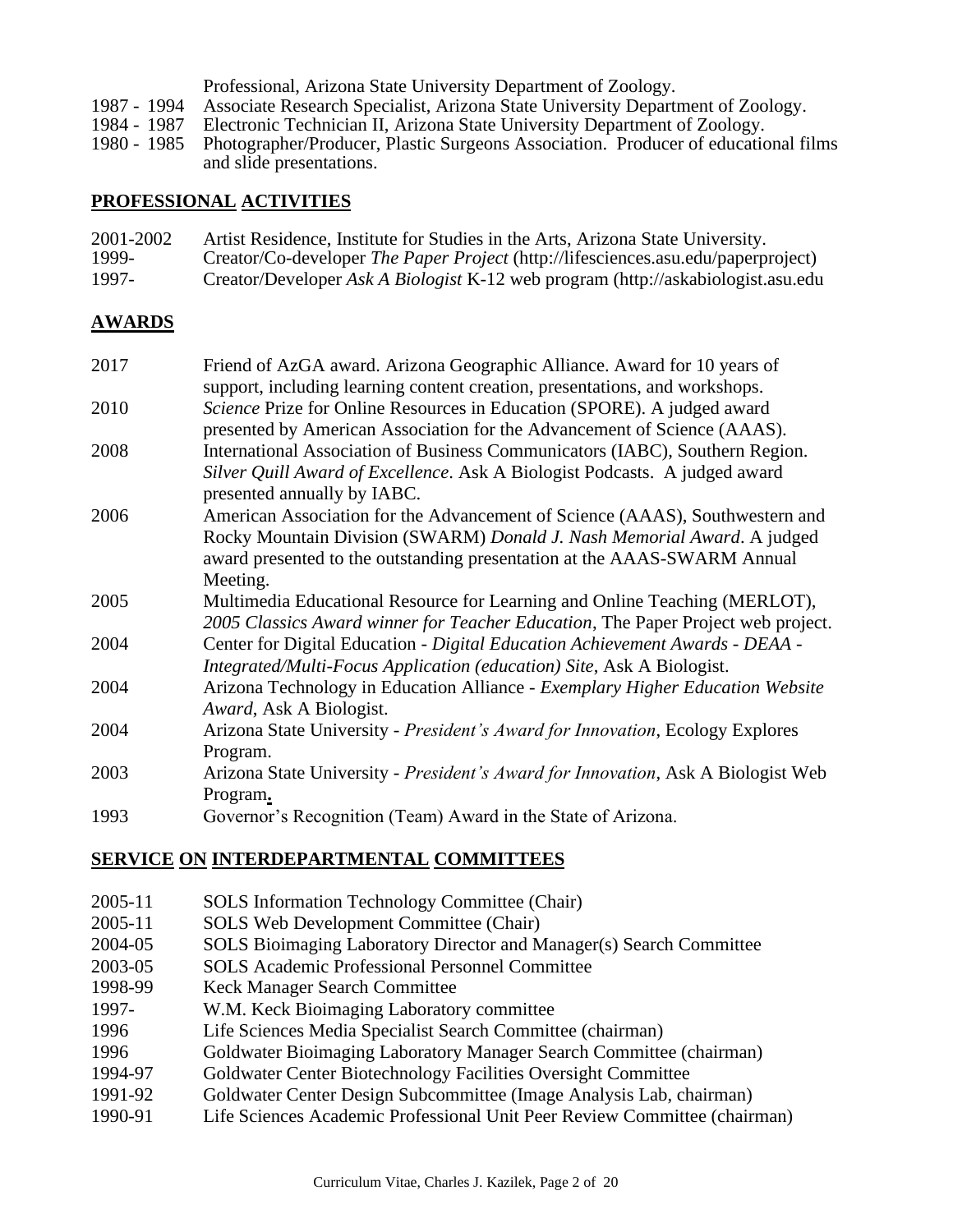Professional, Arizona State University Department of Zoology.

1987 - 1994 Associate Research Specialist, Arizona State University Department of Zoology.
1984 - 1987 Electronic Technician II, Arizona State University Department of Zoology.
1980 - 1985 Photographer/Producer, Plastic Surgeons Association. Producer of educational films and slide presentations.

## PROFESSIONAL ACTIVITIES

2001-2002 Artist Residence, Institute for Studies in the Arts, Arizona State University.
1999- Creator/Co-developer *The Paper Project* (http://lifesciences.asu.edu/paperproject)
1997- Creator/Developer *Ask A Biologist* K-12 web program (http://askabiologist.asu.edu

## AWARDS

2017 Friend of AzGA award. Arizona Geographic Alliance. Award for 10 years of support, including learning content creation, presentations, and workshops.
2010 *Science* Prize for Online Resources in Education (SPORE). A judged award presented by American Association for the Advancement of Science (AAAS).
2008 International Association of Business Communicators (IABC), Southern Region. *Silver Quill Award of Excellence*. Ask A Biologist Podcasts. A judged award presented annually by IABC.
2006 American Association for the Advancement of Science (AAAS), Southwestern and Rocky Mountain Division (SWARM) *Donald J. Nash Memorial Award*. A judged award presented to the outstanding presentation at the AAAS-SWARM Annual Meeting.
2005 Multimedia Educational Resource for Learning and Online Teaching (MERLOT), *2005 Classics Award winner for Teacher Education*, The Paper Project web project.
2004 Center for Digital Education - *Digital Education Achievement Awards - DEAA - Integrated/Multi-Focus Application (education) Site*, Ask A Biologist.
2004 Arizona Technology in Education Alliance - *Exemplary Higher Education Website Award*, Ask A Biologist.
2004 Arizona State University - *President's Award for Innovation*, Ecology Explores Program.
2003 Arizona State University - *President's Award for Innovation*, Ask A Biologist Web Program.
1993 Governor's Recognition (Team) Award in the State of Arizona.

## SERVICE ON INTERDEPARTMENTAL COMMITTEES

2005-11 SOLS Information Technology Committee (Chair)
2005-11 SOLS Web Development Committee (Chair)
2004-05 SOLS Bioimaging Laboratory Director and Manager(s) Search Committee
2003-05 SOLS Academic Professional Personnel Committee
1998-99 Keck Manager Search Committee
1997- W.M. Keck Bioimaging Laboratory committee
1996 Life Sciences Media Specialist Search Committee (chairman)
1996 Goldwater Bioimaging Laboratory Manager Search Committee (chairman)
1994-97 Goldwater Center Biotechnology Facilities Oversight Committee
1991-92 Goldwater Center Design Subcommittee (Image Analysis Lab, chairman)
1990-91 Life Sciences Academic Professional Unit Peer Review Committee (chairman)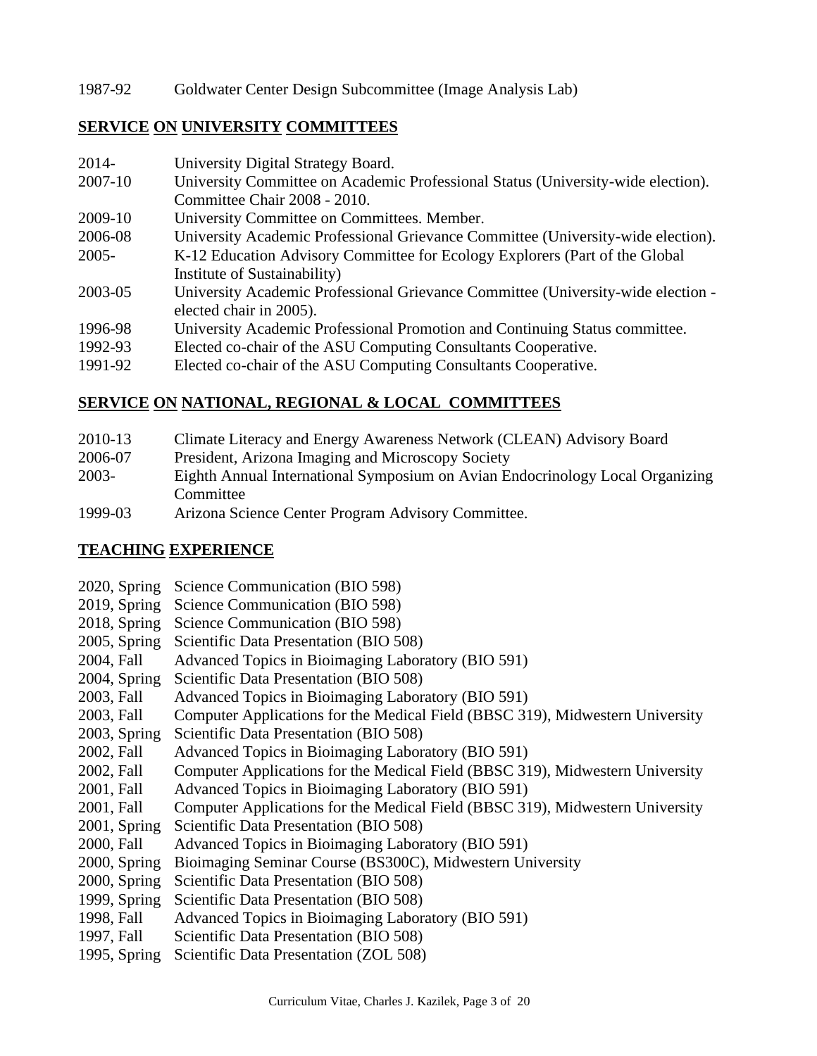1987-92 Goldwater Center Design Subcommittee (Image Analysis Lab)

## SERVICE ON UNIVERSITY COMMITTEES

| | |
|---|---|
| 2014- | University Digital Strategy Board. |
| 2007-10 | University Committee on Academic Professional Status (University-wide election). Committee Chair 2008 - 2010. |
| 2009-10 | University Committee on Committees. Member. |
| 2006-08 | University Academic Professional Grievance Committee (University-wide election). |
| 2005- | K-12 Education Advisory Committee for Ecology Explorers (Part of the Global Institute of Sustainability) |
| 2003-05 | University Academic Professional Grievance Committee (University-wide election - elected chair in 2005). |
| 1996-98 | University Academic Professional Promotion and Continuing Status committee. |
| 1992-93 | Elected co-chair of the ASU Computing Consultants Cooperative. |
| 1991-92 | Elected co-chair of the ASU Computing Consultants Cooperative. |

## SERVICE ON NATIONAL, REGIONAL & LOCAL COMMITTEES

| | |
|---|---|
| 2010-13 | Climate Literacy and Energy Awareness Network (CLEAN) Advisory Board |
| 2006-07 | President, Arizona Imaging and Microscopy Society |
| 2003- | Eighth Annual International Symposium on Avian Endocrinology Local Organizing Committee |
| 1999-03 | Arizona Science Center Program Advisory Committee. |

## TEACHING EXPERIENCE

| | |
|---|---|
| 2020, Spring | Science Communication (BIO 598) |
| 2019, Spring | Science Communication (BIO 598) |
| 2018, Spring | Science Communication (BIO 598) |
| 2005, Spring | Scientific Data Presentation (BIO 508) |
| 2004, Fall | Advanced Topics in Bioimaging Laboratory (BIO 591) |
| 2004, Spring | Scientific Data Presentation (BIO 508) |
| 2003, Fall | Advanced Topics in Bioimaging Laboratory (BIO 591) |
| 2003, Fall | Computer Applications for the Medical Field (BBSC 319), Midwestern University |
| 2003, Spring | Scientific Data Presentation (BIO 508) |
| 2002, Fall | Advanced Topics in Bioimaging Laboratory (BIO 591) |
| 2002, Fall | Computer Applications for the Medical Field (BBSC 319), Midwestern University |
| 2001, Fall | Advanced Topics in Bioimaging Laboratory (BIO 591) |
| 2001, Fall | Computer Applications for the Medical Field (BBSC 319), Midwestern University |
| 2001, Spring | Scientific Data Presentation (BIO 508) |
| 2000, Fall | Advanced Topics in Bioimaging Laboratory (BIO 591) |
| 2000, Spring | Bioimaging Seminar Course (BS300C), Midwestern University |
| 2000, Spring | Scientific Data Presentation (BIO 508) |
| 1999, Spring | Scientific Data Presentation (BIO 508) |
| 1998, Fall | Advanced Topics in Bioimaging Laboratory (BIO 591) |
| 1997, Fall | Scientific Data Presentation (BIO 508) |
| 1995, Spring | Scientific Data Presentation (ZOL 508) |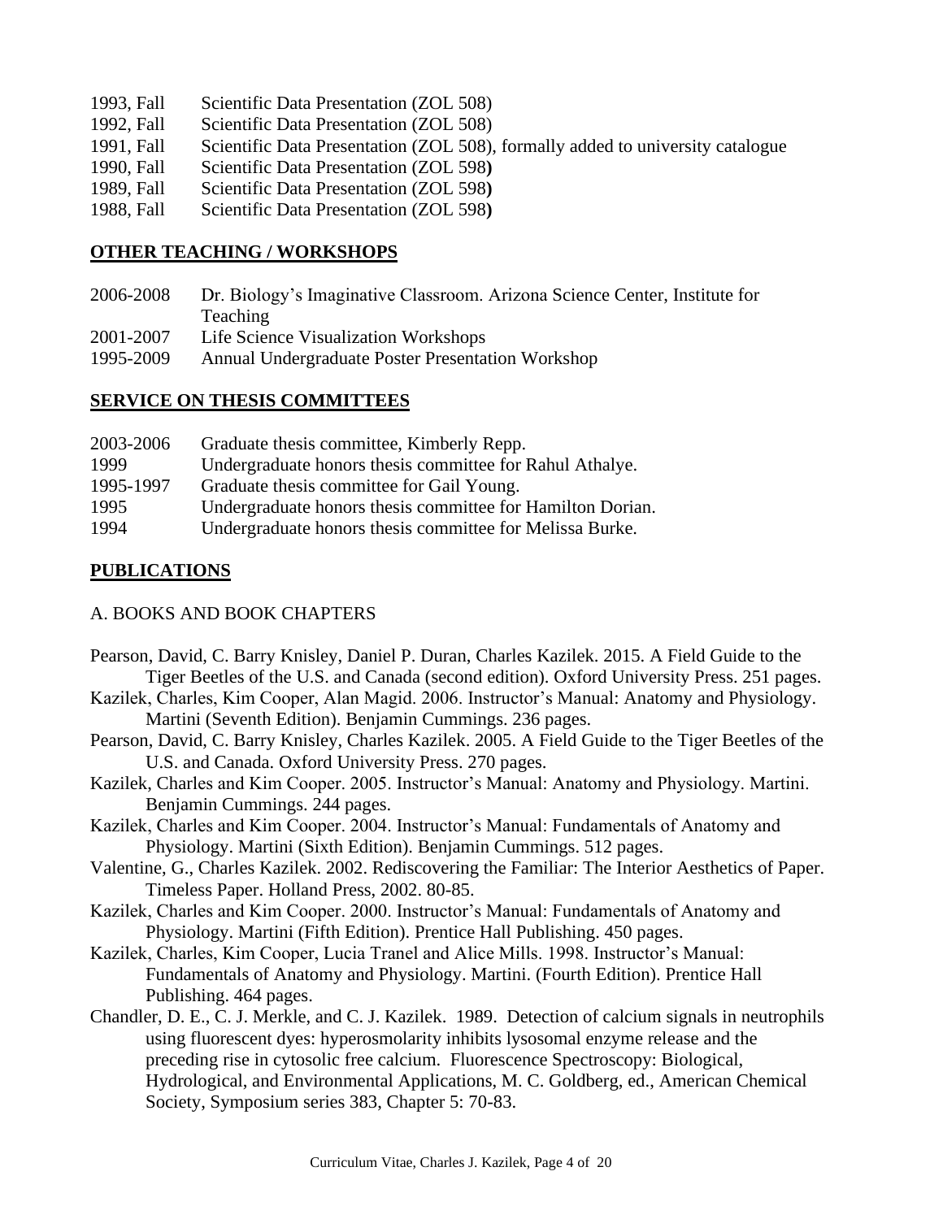1993, Fall Scientific Data Presentation (ZOL 508)
1992, Fall Scientific Data Presentation (ZOL 508)
1991, Fall Scientific Data Presentation (ZOL 508), formally added to university catalogue
1990, Fall Scientific Data Presentation (ZOL 598)
1989, Fall Scientific Data Presentation (ZOL 598)
1988, Fall Scientific Data Presentation (ZOL 598)

## OTHER TEACHING / WORKSHOPS

2006-2008 Dr. Biology's Imaginative Classroom. Arizona Science Center, Institute for Teaching
2001-2007 Life Science Visualization Workshops
1995-2009 Annual Undergraduate Poster Presentation Workshop

## SERVICE ON THESIS COMMITTEES

2003-2006 Graduate thesis committee, Kimberly Repp.
1999 Undergraduate honors thesis committee for Rahul Athalye.
1995-1997 Graduate thesis committee for Gail Young.
1995 Undergraduate honors thesis committee for Hamilton Dorian.
1994 Undergraduate honors thesis committee for Melissa Burke.

## PUBLICATIONS

### A. BOOKS AND BOOK CHAPTERS

Pearson, David, C. Barry Knisley, Daniel P. Duran, Charles Kazilek. 2015. A Field Guide to the Tiger Beetles of the U.S. and Canada (second edition). Oxford University Press. 251 pages.

Kazilek, Charles, Kim Cooper, Alan Magid. 2006. Instructor's Manual: Anatomy and Physiology. Martini (Seventh Edition). Benjamin Cummings. 236 pages.

Pearson, David, C. Barry Knisley, Charles Kazilek. 2005. A Field Guide to the Tiger Beetles of the U.S. and Canada. Oxford University Press. 270 pages.

Kazilek, Charles and Kim Cooper. 2005. Instructor's Manual: Anatomy and Physiology. Martini. Benjamin Cummings. 244 pages.

Kazilek, Charles and Kim Cooper. 2004. Instructor's Manual: Fundamentals of Anatomy and Physiology. Martini (Sixth Edition). Benjamin Cummings. 512 pages.

Valentine, G., Charles Kazilek. 2002. Rediscovering the Familiar: The Interior Aesthetics of Paper. Timeless Paper. Holland Press, 2002. 80-85.

Kazilek, Charles and Kim Cooper. 2000. Instructor's Manual: Fundamentals of Anatomy and Physiology. Martini (Fifth Edition). Prentice Hall Publishing. 450 pages.

Kazilek, Charles, Kim Cooper, Lucia Tranel and Alice Mills. 1998. Instructor's Manual: Fundamentals of Anatomy and Physiology. Martini. (Fourth Edition). Prentice Hall Publishing. 464 pages.

Chandler, D. E., C. J. Merkle, and C. J. Kazilek. 1989. Detection of calcium signals in neutrophils using fluorescent dyes: hyperosmolarity inhibits lysosomal enzyme release and the preceding rise in cytosolic free calcium. Fluorescence Spectroscopy: Biological, Hydrological, and Environmental Applications, M. C. Goldberg, ed., American Chemical Society, Symposium series 383, Chapter 5: 70-83.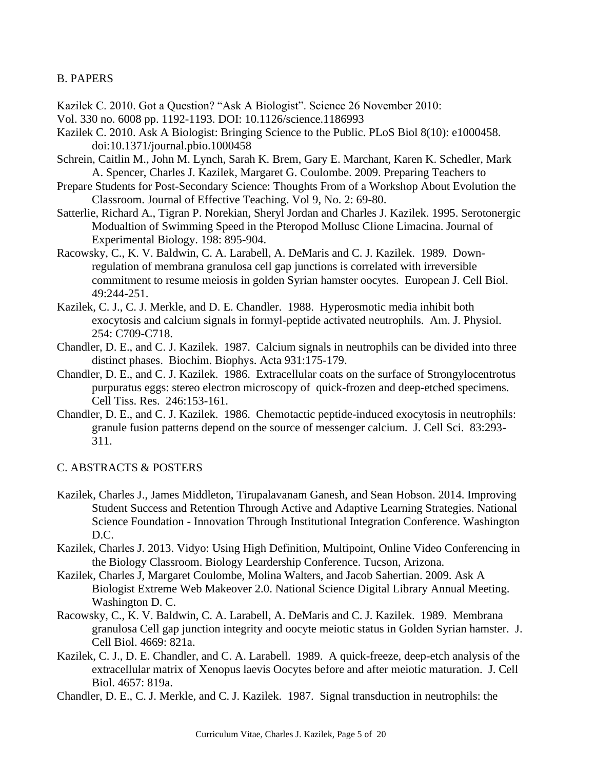## B. PAPERS

Kazilek C. 2010. Got a Question? "Ask A Biologist". Science 26 November 2010:
Vol. 330 no. 6008 pp. 1192-1193. DOI: 10.1126/science.1186993

Kazilek C. 2010. Ask A Biologist: Bringing Science to the Public. PLoS Biol 8(10): e1000458. doi:10.1371/journal.pbio.1000458

Schrein, Caitlin M., John M. Lynch, Sarah K. Brem, Gary E. Marchant, Karen K. Schedler, Mark A. Spencer, Charles J. Kazilek, Margaret G. Coulombe. 2009. Preparing Teachers to Prepare Students for Post-Secondary Science: Thoughts From of a Workshop About Evolution the Classroom. Journal of Effective Teaching. Vol 9, No. 2: 69-80.

Satterlie, Richard A., Tigran P. Norekian, Sheryl Jordan and Charles J. Kazilek. 1995. Serotonergic Modualtion of Swimming Speed in the Pteropod Mollusc Clione Limacina. Journal of Experimental Biology. 198: 895-904.

Racowsky, C., K. V. Baldwin, C. A. Larabell, A. DeMaris and C. J. Kazilek. 1989. Down-regulation of membrana granulosa cell gap junctions is correlated with irreversible commitment to resume meiosis in golden Syrian hamster oocytes. European J. Cell Biol. 49:244-251.

Kazilek, C. J., C. J. Merkle, and D. E. Chandler. 1988. Hyperosmotic media inhibit both exocytosis and calcium signals in formyl-peptide activated neutrophils. Am. J. Physiol. 254: C709-C718.

Chandler, D. E., and C. J. Kazilek. 1987. Calcium signals in neutrophils can be divided into three distinct phases. Biochim. Biophys. Acta 931:175-179.

Chandler, D. E., and C. J. Kazilek. 1986. Extracellular coats on the surface of Strongylocentrotus purpuratus eggs: stereo electron microscopy of quick-frozen and deep-etched specimens. Cell Tiss. Res. 246:153-161.

Chandler, D. E., and C. J. Kazilek. 1986. Chemotactic peptide-induced exocytosis in neutrophils: granule fusion patterns depend on the source of messenger calcium. J. Cell Sci. 83:293-311.

## C. ABSTRACTS & POSTERS

Kazilek, Charles J., James Middleton, Tirupalavanam Ganesh, and Sean Hobson. 2014. Improving Student Success and Retention Through Active and Adaptive Learning Strategies. National Science Foundation - Innovation Through Institutional Integration Conference. Washington D.C.

Kazilek, Charles J. 2013. Vidyo: Using High Definition, Multipoint, Online Video Conferencing in the Biology Classroom. Biology Leardership Conference. Tucson, Arizona.

Kazilek, Charles J, Margaret Coulombe, Molina Walters, and Jacob Sahertian. 2009. Ask A Biologist Extreme Web Makeover 2.0. National Science Digital Library Annual Meeting. Washington D. C.

Racowsky, C., K. V. Baldwin, C. A. Larabell, A. DeMaris and C. J. Kazilek. 1989. Membrana granulosa Cell gap junction integrity and oocyte meiotic status in Golden Syrian hamster. J. Cell Biol. 4669: 821a.

Kazilek, C. J., D. E. Chandler, and C. A. Larabell. 1989. A quick-freeze, deep-etch analysis of the extracellular matrix of Xenopus laevis Oocytes before and after meiotic maturation. J. Cell Biol. 4657: 819a.

Chandler, D. E., C. J. Merkle, and C. J. Kazilek. 1987. Signal transduction in neutrophils: the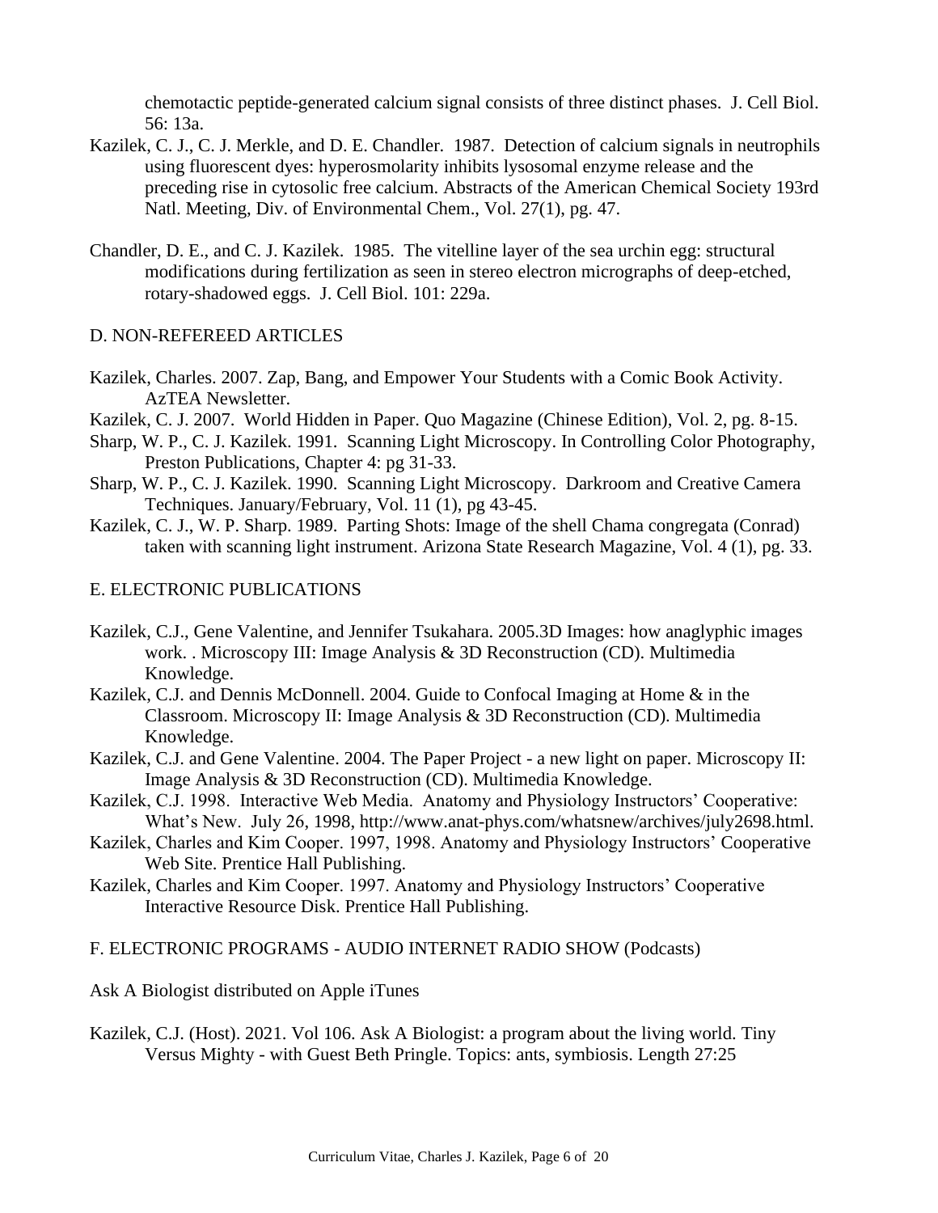chemotactic peptide-generated calcium signal consists of three distinct phases. J. Cell Biol. 56: 13a.

Kazilek, C. J., C. J. Merkle, and D. E. Chandler. 1987. Detection of calcium signals in neutrophils using fluorescent dyes: hyperosmolarity inhibits lysosomal enzyme release and the preceding rise in cytosolic free calcium. Abstracts of the American Chemical Society 193rd Natl. Meeting, Div. of Environmental Chem., Vol. 27(1), pg. 47.

Chandler, D. E., and C. J. Kazilek. 1985. The vitelline layer of the sea urchin egg: structural modifications during fertilization as seen in stereo electron micrographs of deep-etched, rotary-shadowed eggs. J. Cell Biol. 101: 229a.

## D. NON-REFEREED ARTICLES

Kazilek, Charles. 2007. Zap, Bang, and Empower Your Students with a Comic Book Activity. AzTEA Newsletter.

Kazilek, C. J. 2007. World Hidden in Paper. Quo Magazine (Chinese Edition), Vol. 2, pg. 8-15.

Sharp, W. P., C. J. Kazilek. 1991. Scanning Light Microscopy. In Controlling Color Photography, Preston Publications, Chapter 4: pg 31-33.

Sharp, W. P., C. J. Kazilek. 1990. Scanning Light Microscopy. Darkroom and Creative Camera Techniques. January/February, Vol. 11 (1), pg 43-45.

Kazilek, C. J., W. P. Sharp. 1989. Parting Shots: Image of the shell Chama congregata (Conrad) taken with scanning light instrument. Arizona State Research Magazine, Vol. 4 (1), pg. 33.

## E. ELECTRONIC PUBLICATIONS

Kazilek, C.J., Gene Valentine, and Jennifer Tsukahara. 2005.3D Images: how anaglyphic images work. . Microscopy III: Image Analysis & 3D Reconstruction (CD). Multimedia Knowledge.

Kazilek, C.J. and Dennis McDonnell. 2004. Guide to Confocal Imaging at Home & in the Classroom. Microscopy II: Image Analysis & 3D Reconstruction (CD). Multimedia Knowledge.

Kazilek, C.J. and Gene Valentine. 2004. The Paper Project - a new light on paper. Microscopy II: Image Analysis & 3D Reconstruction (CD). Multimedia Knowledge.

Kazilek, C.J. 1998. Interactive Web Media. Anatomy and Physiology Instructors' Cooperative: What's New. July 26, 1998, http://www.anat-phys.com/whatsnew/archives/july2698.html.

Kazilek, Charles and Kim Cooper. 1997, 1998. Anatomy and Physiology Instructors' Cooperative Web Site. Prentice Hall Publishing.

Kazilek, Charles and Kim Cooper. 1997. Anatomy and Physiology Instructors' Cooperative Interactive Resource Disk. Prentice Hall Publishing.

## F. ELECTRONIC PROGRAMS - AUDIO INTERNET RADIO SHOW (Podcasts)

Ask A Biologist distributed on Apple iTunes

Kazilek, C.J. (Host). 2021. Vol 106. Ask A Biologist: a program about the living world. Tiny Versus Mighty - with Guest Beth Pringle. Topics: ants, symbiosis. Length 27:25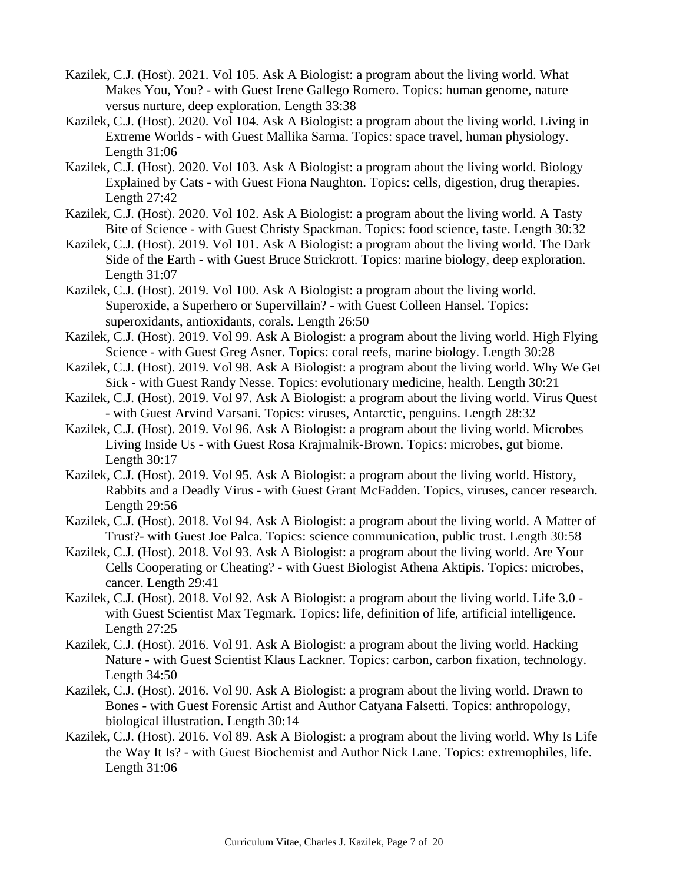Kazilek, C.J. (Host). 2021. Vol 105. Ask A Biologist: a program about the living world. What Makes You, You? - with Guest Irene Gallego Romero. Topics: human genome, nature versus nurture, deep exploration. Length 33:38

Kazilek, C.J. (Host). 2020. Vol 104. Ask A Biologist: a program about the living world. Living in Extreme Worlds - with Guest Mallika Sarma. Topics: space travel, human physiology. Length 31:06

Kazilek, C.J. (Host). 2020. Vol 103. Ask A Biologist: a program about the living world. Biology Explained by Cats - with Guest Fiona Naughton. Topics: cells, digestion, drug therapies. Length 27:42

Kazilek, C.J. (Host). 2020. Vol 102. Ask A Biologist: a program about the living world. A Tasty Bite of Science - with Guest Christy Spackman. Topics: food science, taste. Length 30:32

Kazilek, C.J. (Host). 2019. Vol 101. Ask A Biologist: a program about the living world. The Dark Side of the Earth - with Guest Bruce Strickrott. Topics: marine biology, deep exploration. Length 31:07

Kazilek, C.J. (Host). 2019. Vol 100. Ask A Biologist: a program about the living world. Superoxide, a Superhero or Supervillain? - with Guest Colleen Hansel. Topics: superoxidants, antioxidants, corals. Length 26:50

Kazilek, C.J. (Host). 2019. Vol 99. Ask A Biologist: a program about the living world. High Flying Science - with Guest Greg Asner. Topics: coral reefs, marine biology. Length 30:28

Kazilek, C.J. (Host). 2019. Vol 98. Ask A Biologist: a program about the living world. Why We Get Sick - with Guest Randy Nesse. Topics: evolutionary medicine, health. Length 30:21

Kazilek, C.J. (Host). 2019. Vol 97. Ask A Biologist: a program about the living world. Virus Quest - with Guest Arvind Varsani. Topics: viruses, Antarctic, penguins. Length 28:32

Kazilek, C.J. (Host). 2019. Vol 96. Ask A Biologist: a program about the living world. Microbes Living Inside Us - with Guest Rosa Krajmalnik-Brown. Topics: microbes, gut biome. Length 30:17

Kazilek, C.J. (Host). 2019. Vol 95. Ask A Biologist: a program about the living world. History, Rabbits and a Deadly Virus - with Guest Grant McFadden. Topics, viruses, cancer research. Length 29:56

Kazilek, C.J. (Host). 2018. Vol 94. Ask A Biologist: a program about the living world. A Matter of Trust?- with Guest Joe Palca. Topics: science communication, public trust. Length 30:58

Kazilek, C.J. (Host). 2018. Vol 93. Ask A Biologist: a program about the living world. Are Your Cells Cooperating or Cheating? - with Guest Biologist Athena Aktipis. Topics: microbes, cancer. Length 29:41

Kazilek, C.J. (Host). 2018. Vol 92. Ask A Biologist: a program about the living world. Life 3.0 - with Guest Scientist Max Tegmark. Topics: life, definition of life, artificial intelligence. Length 27:25

Kazilek, C.J. (Host). 2016. Vol 91. Ask A Biologist: a program about the living world. Hacking Nature - with Guest Scientist Klaus Lackner. Topics: carbon, carbon fixation, technology. Length 34:50

Kazilek, C.J. (Host). 2016. Vol 90. Ask A Biologist: a program about the living world. Drawn to Bones - with Guest Forensic Artist and Author Catyana Falsetti. Topics: anthropology, biological illustration. Length 30:14

Kazilek, C.J. (Host). 2016. Vol 89. Ask A Biologist: a program about the living world. Why Is Life the Way It Is? - with Guest Biochemist and Author Nick Lane. Topics: extremophiles, life. Length 31:06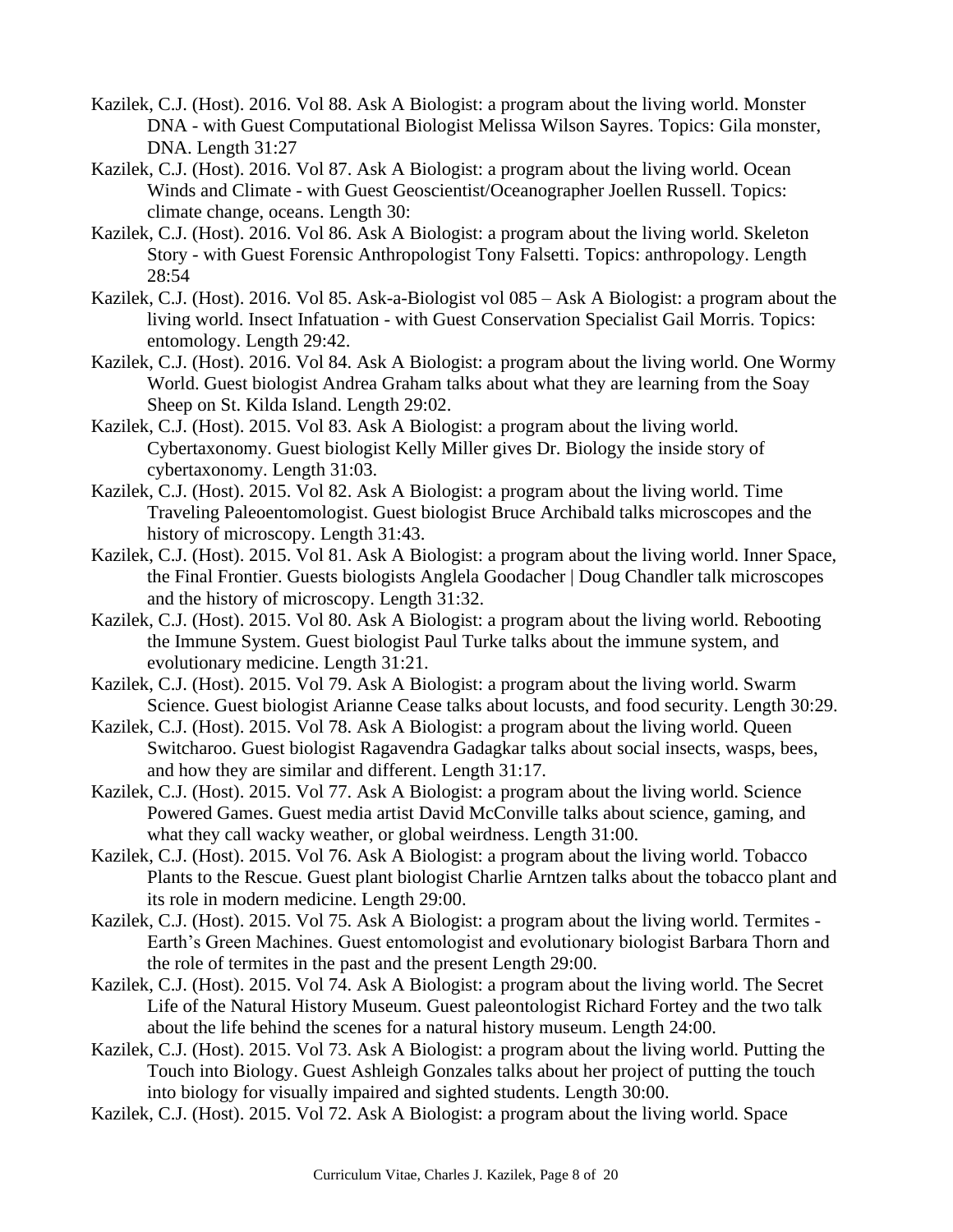Kazilek, C.J. (Host). 2016. Vol 88. Ask A Biologist: a program about the living world. Monster DNA - with Guest Computational Biologist Melissa Wilson Sayres. Topics: Gila monster, DNA. Length 31:27

Kazilek, C.J. (Host). 2016. Vol 87. Ask A Biologist: a program about the living world. Ocean Winds and Climate - with Guest Geoscientist/Oceanographer Joellen Russell. Topics: climate change, oceans. Length 30:

Kazilek, C.J. (Host). 2016. Vol 86. Ask A Biologist: a program about the living world. Skeleton Story - with Guest Forensic Anthropologist Tony Falsetti. Topics: anthropology. Length 28:54

Kazilek, C.J. (Host). 2016. Vol 85. Ask-a-Biologist vol 085 – Ask A Biologist: a program about the living world. Insect Infatuation - with Guest Conservation Specialist Gail Morris. Topics: entomology. Length 29:42.

Kazilek, C.J. (Host). 2016. Vol 84. Ask A Biologist: a program about the living world. One Wormy World. Guest biologist Andrea Graham talks about what they are learning from the Soay Sheep on St. Kilda Island. Length 29:02.

Kazilek, C.J. (Host). 2015. Vol 83. Ask A Biologist: a program about the living world. Cybertaxonomy. Guest biologist Kelly Miller gives Dr. Biology the inside story of cybertaxonomy. Length 31:03.

Kazilek, C.J. (Host). 2015. Vol 82. Ask A Biologist: a program about the living world. Time Traveling Paleoentomologist. Guest biologist Bruce Archibald talks microscopes and the history of microscopy. Length 31:43.

Kazilek, C.J. (Host). 2015. Vol 81. Ask A Biologist: a program about the living world. Inner Space, the Final Frontier. Guests biologists Anglela Goodacher | Doug Chandler talk microscopes and the history of microscopy. Length 31:32.

Kazilek, C.J. (Host). 2015. Vol 80. Ask A Biologist: a program about the living world. Rebooting the Immune System. Guest biologist Paul Turke talks about the immune system, and evolutionary medicine. Length 31:21.

Kazilek, C.J. (Host). 2015. Vol 79. Ask A Biologist: a program about the living world. Swarm Science. Guest biologist Arianne Cease talks about locusts, and food security. Length 30:29.

Kazilek, C.J. (Host). 2015. Vol 78. Ask A Biologist: a program about the living world. Queen Switcharoo. Guest biologist Ragavendra Gadagkar talks about social insects, wasps, bees, and how they are similar and different. Length 31:17.

Kazilek, C.J. (Host). 2015. Vol 77. Ask A Biologist: a program about the living world. Science Powered Games. Guest media artist David McConville talks about science, gaming, and what they call wacky weather, or global weirdness. Length 31:00.

Kazilek, C.J. (Host). 2015. Vol 76. Ask A Biologist: a program about the living world. Tobacco Plants to the Rescue. Guest plant biologist Charlie Arntzen talks about the tobacco plant and its role in modern medicine. Length 29:00.

Kazilek, C.J. (Host). 2015. Vol 75. Ask A Biologist: a program about the living world. Termites - Earth's Green Machines. Guest entomologist and evolutionary biologist Barbara Thorn and the role of termites in the past and the present Length 29:00.

Kazilek, C.J. (Host). 2015. Vol 74. Ask A Biologist: a program about the living world. The Secret Life of the Natural History Museum. Guest paleontologist Richard Fortey and the two talk about the life behind the scenes for a natural history museum. Length 24:00.

Kazilek, C.J. (Host). 2015. Vol 73. Ask A Biologist: a program about the living world. Putting the Touch into Biology. Guest Ashleigh Gonzales talks about her project of putting the touch into biology for visually impaired and sighted students. Length 30:00.

Kazilek, C.J. (Host). 2015. Vol 72. Ask A Biologist: a program about the living world. Space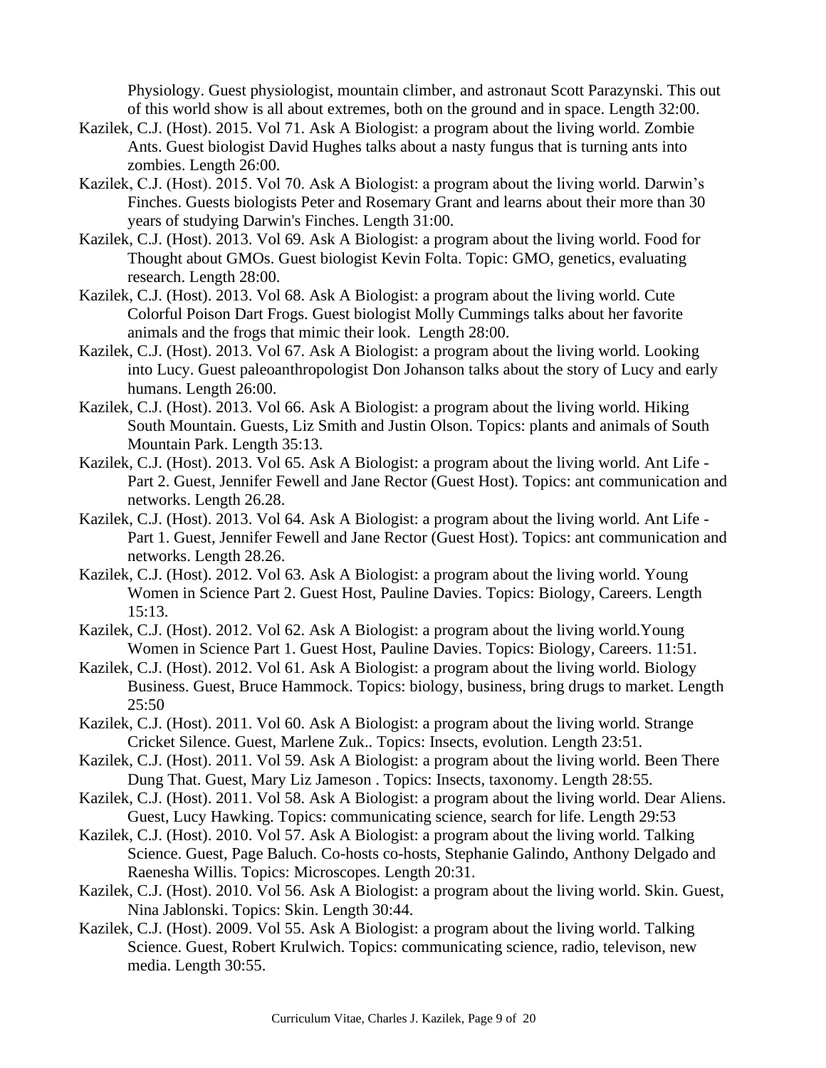Physiology. Guest physiologist, mountain climber, and astronaut Scott Parazynski. This out of this world show is all about extremes, both on the ground and in space. Length 32:00.

Kazilek, C.J. (Host). 2015. Vol 71. Ask A Biologist: a program about the living world. Zombie Ants. Guest biologist David Hughes talks about a nasty fungus that is turning ants into zombies. Length 26:00.

Kazilek, C.J. (Host). 2015. Vol 70. Ask A Biologist: a program about the living world. Darwin's Finches. Guests biologists Peter and Rosemary Grant and learns about their more than 30 years of studying Darwin's Finches. Length 31:00.

Kazilek, C.J. (Host). 2013. Vol 69. Ask A Biologist: a program about the living world. Food for Thought about GMOs. Guest biologist Kevin Folta. Topic: GMO, genetics, evaluating research. Length 28:00.

Kazilek, C.J. (Host). 2013. Vol 68. Ask A Biologist: a program about the living world. Cute Colorful Poison Dart Frogs. Guest biologist Molly Cummings talks about her favorite animals and the frogs that mimic their look. Length 28:00.

Kazilek, C.J. (Host). 2013. Vol 67. Ask A Biologist: a program about the living world. Looking into Lucy. Guest paleoanthropologist Don Johanson talks about the story of Lucy and early humans. Length 26:00.

Kazilek, C.J. (Host). 2013. Vol 66. Ask A Biologist: a program about the living world. Hiking South Mountain. Guests, Liz Smith and Justin Olson. Topics: plants and animals of South Mountain Park. Length 35:13.

Kazilek, C.J. (Host). 2013. Vol 65. Ask A Biologist: a program about the living world. Ant Life - Part 2. Guest, Jennifer Fewell and Jane Rector (Guest Host). Topics: ant communication and networks. Length 26.28.

Kazilek, C.J. (Host). 2013. Vol 64. Ask A Biologist: a program about the living world. Ant Life - Part 1. Guest, Jennifer Fewell and Jane Rector (Guest Host). Topics: ant communication and networks. Length 28.26.

Kazilek, C.J. (Host). 2012. Vol 63. Ask A Biologist: a program about the living world. Young Women in Science Part 2. Guest Host, Pauline Davies. Topics: Biology, Careers. Length 15:13.

Kazilek, C.J. (Host). 2012. Vol 62. Ask A Biologist: a program about the living world.Young Women in Science Part 1. Guest Host, Pauline Davies. Topics: Biology, Careers. 11:51.

Kazilek, C.J. (Host). 2012. Vol 61. Ask A Biologist: a program about the living world. Biology Business. Guest, Bruce Hammock. Topics: biology, business, bring drugs to market. Length 25:50

Kazilek, C.J. (Host). 2011. Vol 60. Ask A Biologist: a program about the living world. Strange Cricket Silence. Guest, Marlene Zuk.. Topics: Insects, evolution. Length 23:51.

Kazilek, C.J. (Host). 2011. Vol 59. Ask A Biologist: a program about the living world. Been There Dung That. Guest, Mary Liz Jameson . Topics: Insects, taxonomy. Length 28:55.

Kazilek, C.J. (Host). 2011. Vol 58. Ask A Biologist: a program about the living world. Dear Aliens. Guest, Lucy Hawking. Topics: communicating science, search for life. Length 29:53

Kazilek, C.J. (Host). 2010. Vol 57. Ask A Biologist: a program about the living world. Talking Science. Guest, Page Baluch. Co-hosts co-hosts, Stephanie Galindo, Anthony Delgado and Raenesha Willis. Topics: Microscopes. Length 20:31.

Kazilek, C.J. (Host). 2010. Vol 56. Ask A Biologist: a program about the living world. Skin. Guest, Nina Jablonski. Topics: Skin. Length 30:44.

Kazilek, C.J. (Host). 2009. Vol 55. Ask A Biologist: a program about the living world. Talking Science. Guest, Robert Krulwich. Topics: communicating science, radio, televison, new media. Length 30:55.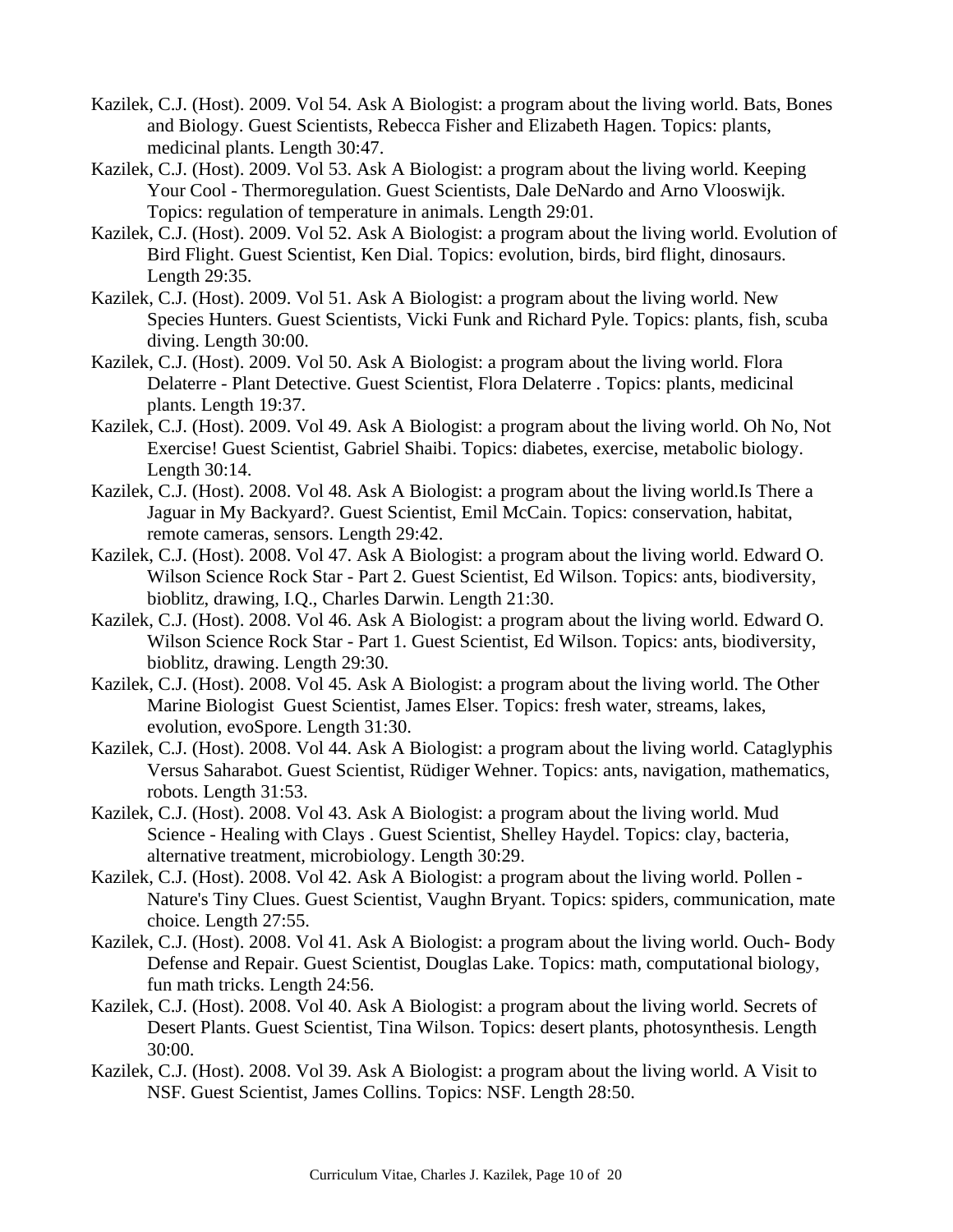Kazilek, C.J. (Host). 2009. Vol 54. Ask A Biologist: a program about the living world. Bats, Bones and Biology. Guest Scientists, Rebecca Fisher and Elizabeth Hagen. Topics: plants, medicinal plants. Length 30:47.

Kazilek, C.J. (Host). 2009. Vol 53. Ask A Biologist: a program about the living world. Keeping Your Cool - Thermoregulation. Guest Scientists, Dale DeNardo and Arno Vlooswijk. Topics: regulation of temperature in animals. Length 29:01.

Kazilek, C.J. (Host). 2009. Vol 52. Ask A Biologist: a program about the living world. Evolution of Bird Flight. Guest Scientist, Ken Dial. Topics: evolution, birds, bird flight, dinosaurs. Length 29:35.

Kazilek, C.J. (Host). 2009. Vol 51. Ask A Biologist: a program about the living world. New Species Hunters. Guest Scientists, Vicki Funk and Richard Pyle. Topics: plants, fish, scuba diving. Length 30:00.

Kazilek, C.J. (Host). 2009. Vol 50. Ask A Biologist: a program about the living world. Flora Delaterre - Plant Detective. Guest Scientist, Flora Delaterre . Topics: plants, medicinal plants. Length 19:37.

Kazilek, C.J. (Host). 2009. Vol 49. Ask A Biologist: a program about the living world. Oh No, Not Exercise! Guest Scientist, Gabriel Shaibi. Topics: diabetes, exercise, metabolic biology. Length 30:14.

Kazilek, C.J. (Host). 2008. Vol 48. Ask A Biologist: a program about the living world.Is There a Jaguar in My Backyard?. Guest Scientist, Emil McCain. Topics: conservation, habitat, remote cameras, sensors. Length 29:42.

Kazilek, C.J. (Host). 2008. Vol 47. Ask A Biologist: a program about the living world. Edward O. Wilson Science Rock Star - Part 2. Guest Scientist, Ed Wilson. Topics: ants, biodiversity, bioblitz, drawing, I.Q., Charles Darwin. Length 21:30.

Kazilek, C.J. (Host). 2008. Vol 46. Ask A Biologist: a program about the living world. Edward O. Wilson Science Rock Star - Part 1. Guest Scientist, Ed Wilson. Topics: ants, biodiversity, bioblitz, drawing. Length 29:30.

Kazilek, C.J. (Host). 2008. Vol 45. Ask A Biologist: a program about the living world. The Other Marine Biologist Guest Scientist, James Elser. Topics: fresh water, streams, lakes, evolution, evoSpore. Length 31:30.

Kazilek, C.J. (Host). 2008. Vol 44. Ask A Biologist: a program about the living world. Cataglyphis Versus Saharabot. Guest Scientist, Rüdiger Wehner. Topics: ants, navigation, mathematics, robots. Length 31:53.

Kazilek, C.J. (Host). 2008. Vol 43. Ask A Biologist: a program about the living world. Mud Science - Healing with Clays . Guest Scientist, Shelley Haydel. Topics: clay, bacteria, alternative treatment, microbiology. Length 30:29.

Kazilek, C.J. (Host). 2008. Vol 42. Ask A Biologist: a program about the living world. Pollen - Nature's Tiny Clues. Guest Scientist, Vaughn Bryant. Topics: spiders, communication, mate choice. Length 27:55.

Kazilek, C.J. (Host). 2008. Vol 41. Ask A Biologist: a program about the living world. Ouch- Body Defense and Repair. Guest Scientist, Douglas Lake. Topics: math, computational biology, fun math tricks. Length 24:56.

Kazilek, C.J. (Host). 2008. Vol 40. Ask A Biologist: a program about the living world. Secrets of Desert Plants. Guest Scientist, Tina Wilson. Topics: desert plants, photosynthesis. Length 30:00.

Kazilek, C.J. (Host). 2008. Vol 39. Ask A Biologist: a program about the living world. A Visit to NSF. Guest Scientist, James Collins. Topics: NSF. Length 28:50.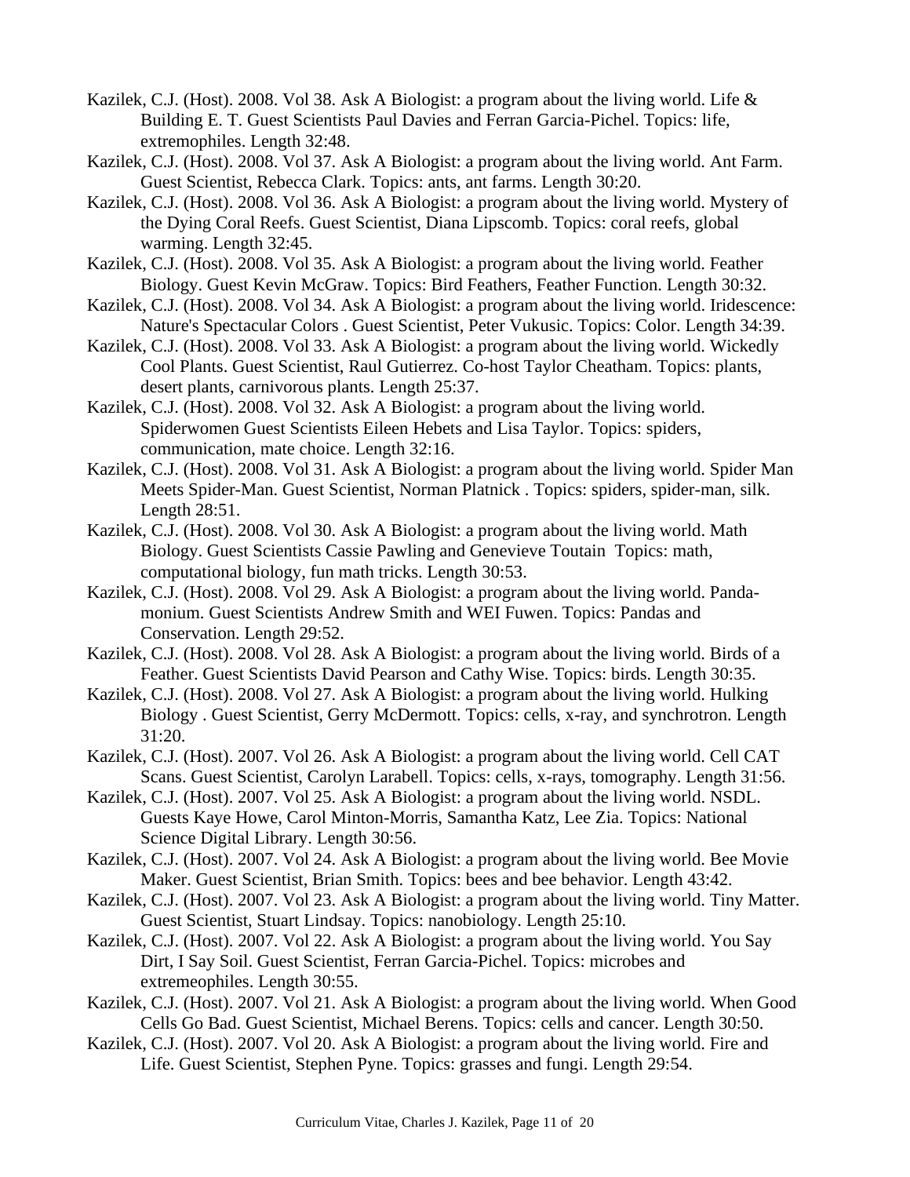Kazilek, C.J. (Host). 2008. Vol 38. Ask A Biologist: a program about the living world. Life & Building E. T. Guest Scientists Paul Davies and Ferran Garcia-Pichel. Topics: life, extremophiles. Length 32:48.

Kazilek, C.J. (Host). 2008. Vol 37. Ask A Biologist: a program about the living world. Ant Farm. Guest Scientist, Rebecca Clark. Topics: ants, ant farms. Length 30:20.

Kazilek, C.J. (Host). 2008. Vol 36. Ask A Biologist: a program about the living world. Mystery of the Dying Coral Reefs. Guest Scientist, Diana Lipscomb. Topics: coral reefs, global warming. Length 32:45.

Kazilek, C.J. (Host). 2008. Vol 35. Ask A Biologist: a program about the living world. Feather Biology. Guest Kevin McGraw. Topics: Bird Feathers, Feather Function. Length 30:32.

Kazilek, C.J. (Host). 2008. Vol 34. Ask A Biologist: a program about the living world. Iridescence: Nature's Spectacular Colors . Guest Scientist, Peter Vukusic. Topics: Color. Length 34:39.

Kazilek, C.J. (Host). 2008. Vol 33. Ask A Biologist: a program about the living world. Wickedly Cool Plants. Guest Scientist, Raul Gutierrez. Co-host Taylor Cheatham. Topics: plants, desert plants, carnivorous plants. Length 25:37.

Kazilek, C.J. (Host). 2008. Vol 32. Ask A Biologist: a program about the living world. Spiderwomen Guest Scientists Eileen Hebets and Lisa Taylor. Topics: spiders, communication, mate choice. Length 32:16.

Kazilek, C.J. (Host). 2008. Vol 31. Ask A Biologist: a program about the living world. Spider Man Meets Spider-Man. Guest Scientist, Norman Platnick . Topics: spiders, spider-man, silk. Length 28:51.

Kazilek, C.J. (Host). 2008. Vol 30. Ask A Biologist: a program about the living world. Math Biology. Guest Scientists Cassie Pawling and Genevieve Toutain Topics: math, computational biology, fun math tricks. Length 30:53.

Kazilek, C.J. (Host). 2008. Vol 29. Ask A Biologist: a program about the living world. Panda-monium. Guest Scientists Andrew Smith and WEI Fuwen. Topics: Pandas and Conservation. Length 29:52.

Kazilek, C.J. (Host). 2008. Vol 28. Ask A Biologist: a program about the living world. Birds of a Feather. Guest Scientists David Pearson and Cathy Wise. Topics: birds. Length 30:35.

Kazilek, C.J. (Host). 2008. Vol 27. Ask A Biologist: a program about the living world. Hulking Biology . Guest Scientist, Gerry McDermott. Topics: cells, x-ray, and synchrotron. Length 31:20.

Kazilek, C.J. (Host). 2007. Vol 26. Ask A Biologist: a program about the living world. Cell CAT Scans. Guest Scientist, Carolyn Larabell. Topics: cells, x-rays, tomography. Length 31:56.

Kazilek, C.J. (Host). 2007. Vol 25. Ask A Biologist: a program about the living world. NSDL. Guests Kaye Howe, Carol Minton-Morris, Samantha Katz, Lee Zia. Topics: National Science Digital Library. Length 30:56.

Kazilek, C.J. (Host). 2007. Vol 24. Ask A Biologist: a program about the living world. Bee Movie Maker. Guest Scientist, Brian Smith. Topics: bees and bee behavior. Length 43:42.

Kazilek, C.J. (Host). 2007. Vol 23. Ask A Biologist: a program about the living world. Tiny Matter. Guest Scientist, Stuart Lindsay. Topics: nanobiology. Length 25:10.

Kazilek, C.J. (Host). 2007. Vol 22. Ask A Biologist: a program about the living world. You Say Dirt, I Say Soil. Guest Scientist, Ferran Garcia-Pichel. Topics: microbes and extremeophiles. Length 30:55.

Kazilek, C.J. (Host). 2007. Vol 21. Ask A Biologist: a program about the living world. When Good Cells Go Bad. Guest Scientist, Michael Berens. Topics: cells and cancer. Length 30:50.

Kazilek, C.J. (Host). 2007. Vol 20. Ask A Biologist: a program about the living world. Fire and Life. Guest Scientist, Stephen Pyne. Topics: grasses and fungi. Length 29:54.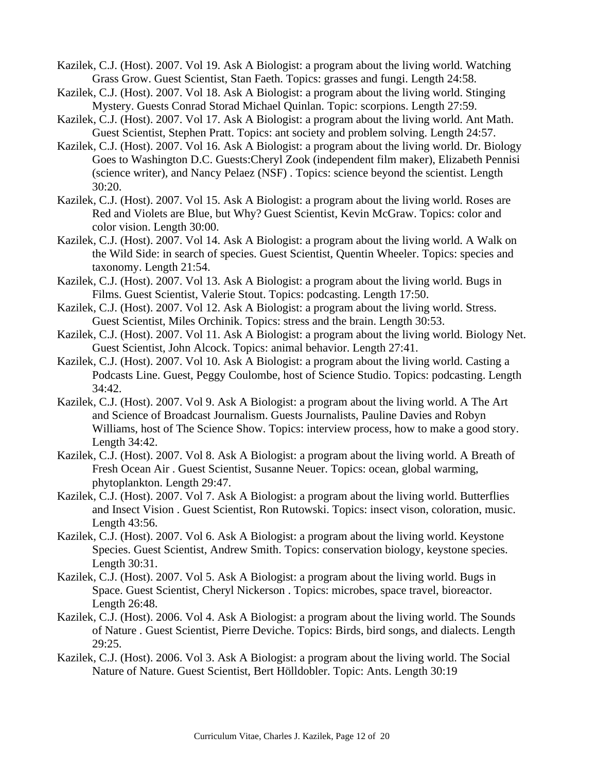Kazilek, C.J. (Host). 2007. Vol 19. Ask A Biologist: a program about the living world. Watching Grass Grow. Guest Scientist, Stan Faeth. Topics: grasses and fungi. Length 24:58.

Kazilek, C.J. (Host). 2007. Vol 18. Ask A Biologist: a program about the living world. Stinging Mystery. Guests Conrad Storad Michael Quinlan. Topic: scorpions. Length 27:59.

Kazilek, C.J. (Host). 2007. Vol 17. Ask A Biologist: a program about the living world. Ant Math. Guest Scientist, Stephen Pratt. Topics: ant society and problem solving. Length 24:57.

Kazilek, C.J. (Host). 2007. Vol 16. Ask A Biologist: a program about the living world. Dr. Biology Goes to Washington D.C. Guests:Cheryl Zook (independent film maker), Elizabeth Pennisi (science writer), and Nancy Pelaez (NSF) . Topics: science beyond the scientist. Length 30:20.

Kazilek, C.J. (Host). 2007. Vol 15. Ask A Biologist: a program about the living world. Roses are Red and Violets are Blue, but Why? Guest Scientist, Kevin McGraw. Topics: color and color vision. Length 30:00.

Kazilek, C.J. (Host). 2007. Vol 14. Ask A Biologist: a program about the living world. A Walk on the Wild Side: in search of species. Guest Scientist, Quentin Wheeler. Topics: species and taxonomy. Length 21:54.

Kazilek, C.J. (Host). 2007. Vol 13. Ask A Biologist: a program about the living world. Bugs in Films. Guest Scientist, Valerie Stout. Topics: podcasting. Length 17:50.

Kazilek, C.J. (Host). 2007. Vol 12. Ask A Biologist: a program about the living world. Stress. Guest Scientist, Miles Orchinik. Topics: stress and the brain. Length 30:53.

Kazilek, C.J. (Host). 2007. Vol 11. Ask A Biologist: a program about the living world. Biology Net. Guest Scientist, John Alcock. Topics: animal behavior. Length 27:41.

Kazilek, C.J. (Host). 2007. Vol 10. Ask A Biologist: a program about the living world. Casting a Podcasts Line. Guest, Peggy Coulombe, host of Science Studio. Topics: podcasting. Length 34:42.

Kazilek, C.J. (Host). 2007. Vol 9. Ask A Biologist: a program about the living world. A The Art and Science of Broadcast Journalism. Guests Journalists, Pauline Davies and Robyn Williams, host of The Science Show. Topics: interview process, how to make a good story. Length 34:42.

Kazilek, C.J. (Host). 2007. Vol 8. Ask A Biologist: a program about the living world. A Breath of Fresh Ocean Air . Guest Scientist, Susanne Neuer. Topics: ocean, global warming, phytoplankton. Length 29:47.

Kazilek, C.J. (Host). 2007. Vol 7. Ask A Biologist: a program about the living world. Butterflies and Insect Vision . Guest Scientist, Ron Rutowski. Topics: insect vison, coloration, music. Length 43:56.

Kazilek, C.J. (Host). 2007. Vol 6. Ask A Biologist: a program about the living world. Keystone Species. Guest Scientist, Andrew Smith. Topics: conservation biology, keystone species. Length 30:31.

Kazilek, C.J. (Host). 2007. Vol 5. Ask A Biologist: a program about the living world. Bugs in Space. Guest Scientist, Cheryl Nickerson . Topics: microbes, space travel, bioreactor. Length 26:48.

Kazilek, C.J. (Host). 2006. Vol 4. Ask A Biologist: a program about the living world. The Sounds of Nature . Guest Scientist, Pierre Deviche. Topics: Birds, bird songs, and dialects. Length 29:25.

Kazilek, C.J. (Host). 2006. Vol 3. Ask A Biologist: a program about the living world. The Social Nature of Nature. Guest Scientist, Bert Hölldobler. Topic: Ants. Length 30:19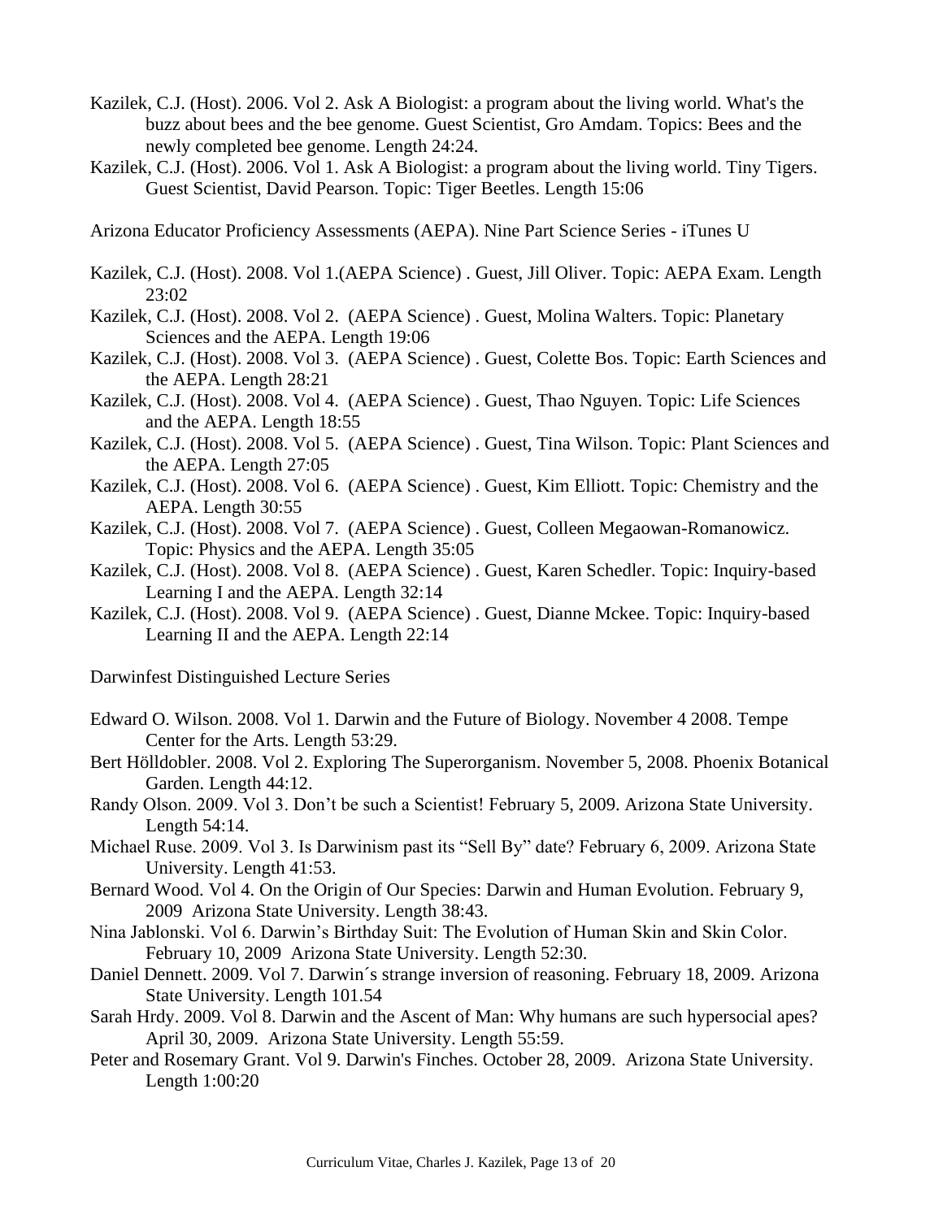Kazilek, C.J. (Host). 2006. Vol 2. Ask A Biologist: a program about the living world. What's the buzz about bees and the bee genome. Guest Scientist, Gro Amdam. Topics: Bees and the newly completed bee genome. Length 24:24.

Kazilek, C.J. (Host). 2006. Vol 1. Ask A Biologist: a program about the living world. Tiny Tigers. Guest Scientist, David Pearson. Topic: Tiger Beetles. Length 15:06

Arizona Educator Proficiency Assessments (AEPA). Nine Part Science Series - iTunes U

Kazilek, C.J. (Host). 2008. Vol 1.(AEPA Science) . Guest, Jill Oliver. Topic: AEPA Exam. Length 23:02

Kazilek, C.J. (Host). 2008. Vol 2. (AEPA Science) . Guest, Molina Walters. Topic: Planetary Sciences and the AEPA. Length 19:06

Kazilek, C.J. (Host). 2008. Vol 3. (AEPA Science) . Guest, Colette Bos. Topic: Earth Sciences and the AEPA. Length 28:21

Kazilek, C.J. (Host). 2008. Vol 4. (AEPA Science) . Guest, Thao Nguyen. Topic: Life Sciences and the AEPA. Length 18:55

Kazilek, C.J. (Host). 2008. Vol 5. (AEPA Science) . Guest, Tina Wilson. Topic: Plant Sciences and the AEPA. Length 27:05

Kazilek, C.J. (Host). 2008. Vol 6. (AEPA Science) . Guest, Kim Elliott. Topic: Chemistry and the AEPA. Length 30:55

Kazilek, C.J. (Host). 2008. Vol 7. (AEPA Science) . Guest, Colleen Megaowan-Romanowicz. Topic: Physics and the AEPA. Length 35:05

Kazilek, C.J. (Host). 2008. Vol 8. (AEPA Science) . Guest, Karen Schedler. Topic: Inquiry-based Learning I and the AEPA. Length 32:14

Kazilek, C.J. (Host). 2008. Vol 9. (AEPA Science) . Guest, Dianne Mckee. Topic: Inquiry-based Learning II and the AEPA. Length 22:14

Darwinfest Distinguished Lecture Series

Edward O. Wilson. 2008. Vol 1. Darwin and the Future of Biology. November 4 2008. Tempe Center for the Arts. Length 53:29.

Bert Hölldobler. 2008. Vol 2. Exploring The Superorganism. November 5, 2008. Phoenix Botanical Garden. Length 44:12.

Randy Olson. 2009. Vol 3. Don't be such a Scientist! February 5, 2009. Arizona State University. Length 54:14.

Michael Ruse. 2009. Vol 3. Is Darwinism past its "Sell By" date? February 6, 2009. Arizona State University. Length 41:53.

Bernard Wood. Vol 4. On the Origin of Our Species: Darwin and Human Evolution. February 9, 2009 Arizona State University. Length 38:43.

Nina Jablonski. Vol 6. Darwin's Birthday Suit: The Evolution of Human Skin and Skin Color. February 10, 2009 Arizona State University. Length 52:30.

Daniel Dennett. 2009. Vol 7. Darwin´s strange inversion of reasoning. February 18, 2009. Arizona State University. Length 101.54

Sarah Hrdy. 2009. Vol 8. Darwin and the Ascent of Man: Why humans are such hypersocial apes? April 30, 2009. Arizona State University. Length 55:59.

Peter and Rosemary Grant. Vol 9. Darwin's Finches. October 28, 2009. Arizona State University. Length 1:00:20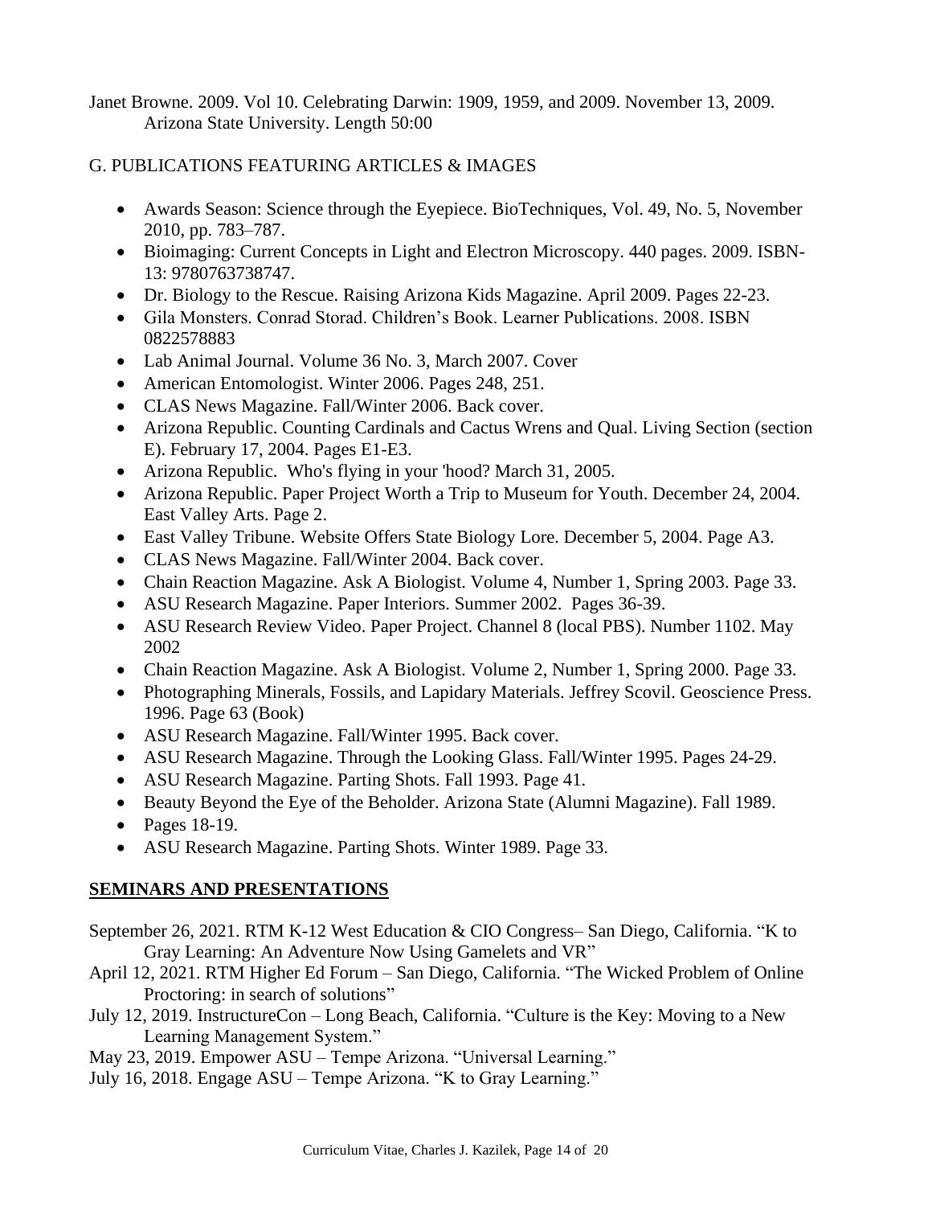Janet Browne. 2009. Vol 10. Celebrating Darwin: 1909, 1959, and 2009. November 13, 2009. Arizona State University. Length 50:00

G. PUBLICATIONS FEATURING ARTICLES & IMAGES

- Awards Season: Science through the Eyepiece. BioTechniques, Vol. 49, No. 5, November 2010, pp. 783–787.
- Bioimaging: Current Concepts in Light and Electron Microscopy. 440 pages. 2009. ISBN-13: 9780763738747.
- Dr. Biology to the Rescue. Raising Arizona Kids Magazine. April 2009. Pages 22-23.
- Gila Monsters. Conrad Storad. Children's Book. Learner Publications. 2008. ISBN 0822578883
- Lab Animal Journal. Volume 36 No. 3, March 2007. Cover
- American Entomologist. Winter 2006. Pages 248, 251.
- CLAS News Magazine. Fall/Winter 2006. Back cover.
- Arizona Republic. Counting Cardinals and Cactus Wrens and Qual. Living Section (section E). February 17, 2004. Pages E1-E3.
- Arizona Republic. Who's flying in your 'hood? March 31, 2005.
- Arizona Republic. Paper Project Worth a Trip to Museum for Youth. December 24, 2004. East Valley Arts. Page 2.
- East Valley Tribune. Website Offers State Biology Lore. December 5, 2004. Page A3.
- CLAS News Magazine. Fall/Winter 2004. Back cover.
- Chain Reaction Magazine. Ask A Biologist. Volume 4, Number 1, Spring 2003. Page 33.
- ASU Research Magazine. Paper Interiors. Summer 2002. Pages 36-39.
- ASU Research Review Video. Paper Project. Channel 8 (local PBS). Number 1102. May 2002
- Chain Reaction Magazine. Ask A Biologist. Volume 2, Number 1, Spring 2000. Page 33.
- Photographing Minerals, Fossils, and Lapidary Materials. Jeffrey Scovil. Geoscience Press. 1996. Page 63 (Book)
- ASU Research Magazine. Fall/Winter 1995. Back cover.
- ASU Research Magazine. Through the Looking Glass. Fall/Winter 1995. Pages 24-29.
- ASU Research Magazine. Parting Shots. Fall 1993. Page 41.
- Beauty Beyond the Eye of the Beholder. Arizona State (Alumni Magazine). Fall 1989.
- Pages 18-19.
- ASU Research Magazine. Parting Shots. Winter 1989. Page 33.

## **SEMINARS AND PRESENTATIONS**

September 26, 2021. RTM K-12 West Education & CIO Congress– San Diego, California. "K to Gray Learning: An Adventure Now Using Gamelets and VR"

April 12, 2021. RTM Higher Ed Forum – San Diego, California. "The Wicked Problem of Online Proctoring: in search of solutions"

July 12, 2019. InstructureCon – Long Beach, California. "Culture is the Key: Moving to a New Learning Management System."

May 23, 2019. Empower ASU – Tempe Arizona. "Universal Learning."

July 16, 2018. Engage ASU – Tempe Arizona. "K to Gray Learning."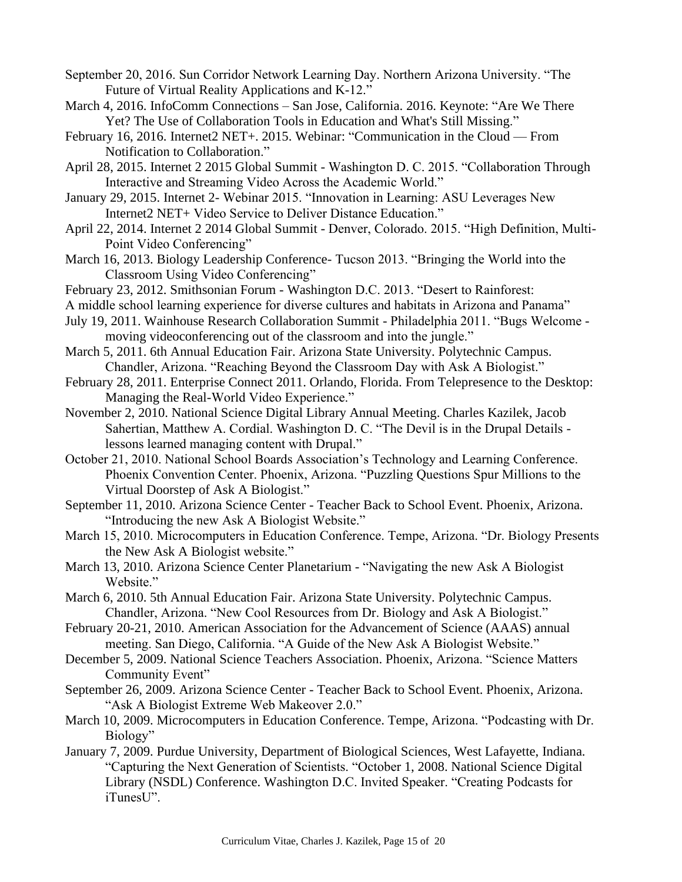September 20, 2016. Sun Corridor Network Learning Day. Northern Arizona University. "The Future of Virtual Reality Applications and K-12."

March 4, 2016. InfoComm Connections – San Jose, California. 2016. Keynote: "Are We There Yet? The Use of Collaboration Tools in Education and What's Still Missing."

February 16, 2016. Internet2 NET+. 2015. Webinar: "Communication in the Cloud — From Notification to Collaboration."

April 28, 2015. Internet 2 2015 Global Summit - Washington D. C. 2015. "Collaboration Through Interactive and Streaming Video Across the Academic World."

January 29, 2015. Internet 2- Webinar 2015. "Innovation in Learning: ASU Leverages New Internet2 NET+ Video Service to Deliver Distance Education."

April 22, 2014. Internet 2 2014 Global Summit - Denver, Colorado. 2015. "High Definition, Multi-Point Video Conferencing"

March 16, 2013. Biology Leadership Conference- Tucson 2013. "Bringing the World into the Classroom Using Video Conferencing"

February 23, 2012. Smithsonian Forum - Washington D.C. 2013. "Desert to Rainforest:
A middle school learning experience for diverse cultures and habitats in Arizona and Panama"

July 19, 2011. Wainhouse Research Collaboration Summit - Philadelphia 2011. "Bugs Welcome - moving videoconferencing out of the classroom and into the jungle."

March 5, 2011. 6th Annual Education Fair. Arizona State University. Polytechnic Campus. Chandler, Arizona. "Reaching Beyond the Classroom Day with Ask A Biologist."

February 28, 2011. Enterprise Connect 2011. Orlando, Florida. From Telepresence to the Desktop: Managing the Real-World Video Experience."

November 2, 2010. National Science Digital Library Annual Meeting. Charles Kazilek, Jacob Sahertian, Matthew A. Cordial. Washington D. C. "The Devil is in the Drupal Details - lessons learned managing content with Drupal."

October 21, 2010. National School Boards Association's Technology and Learning Conference. Phoenix Convention Center. Phoenix, Arizona. "Puzzling Questions Spur Millions to the Virtual Doorstep of Ask A Biologist."

September 11, 2010. Arizona Science Center - Teacher Back to School Event. Phoenix, Arizona. "Introducing the new Ask A Biologist Website."

March 15, 2010. Microcomputers in Education Conference. Tempe, Arizona. "Dr. Biology Presents the New Ask A Biologist website."

March 13, 2010. Arizona Science Center Planetarium - "Navigating the new Ask A Biologist Website."

March 6, 2010. 5th Annual Education Fair. Arizona State University. Polytechnic Campus. Chandler, Arizona. "New Cool Resources from Dr. Biology and Ask A Biologist."

February 20-21, 2010. American Association for the Advancement of Science (AAAS) annual meeting. San Diego, California. "A Guide of the New Ask A Biologist Website."

December 5, 2009. National Science Teachers Association. Phoenix, Arizona. "Science Matters Community Event"

September 26, 2009. Arizona Science Center - Teacher Back to School Event. Phoenix, Arizona. "Ask A Biologist Extreme Web Makeover 2.0."

March 10, 2009. Microcomputers in Education Conference. Tempe, Arizona. "Podcasting with Dr. Biology"

January 7, 2009. Purdue University, Department of Biological Sciences, West Lafayette, Indiana. "Capturing the Next Generation of Scientists. "October 1, 2008. National Science Digital Library (NSDL) Conference. Washington D.C. Invited Speaker. "Creating Podcasts for iTunesU".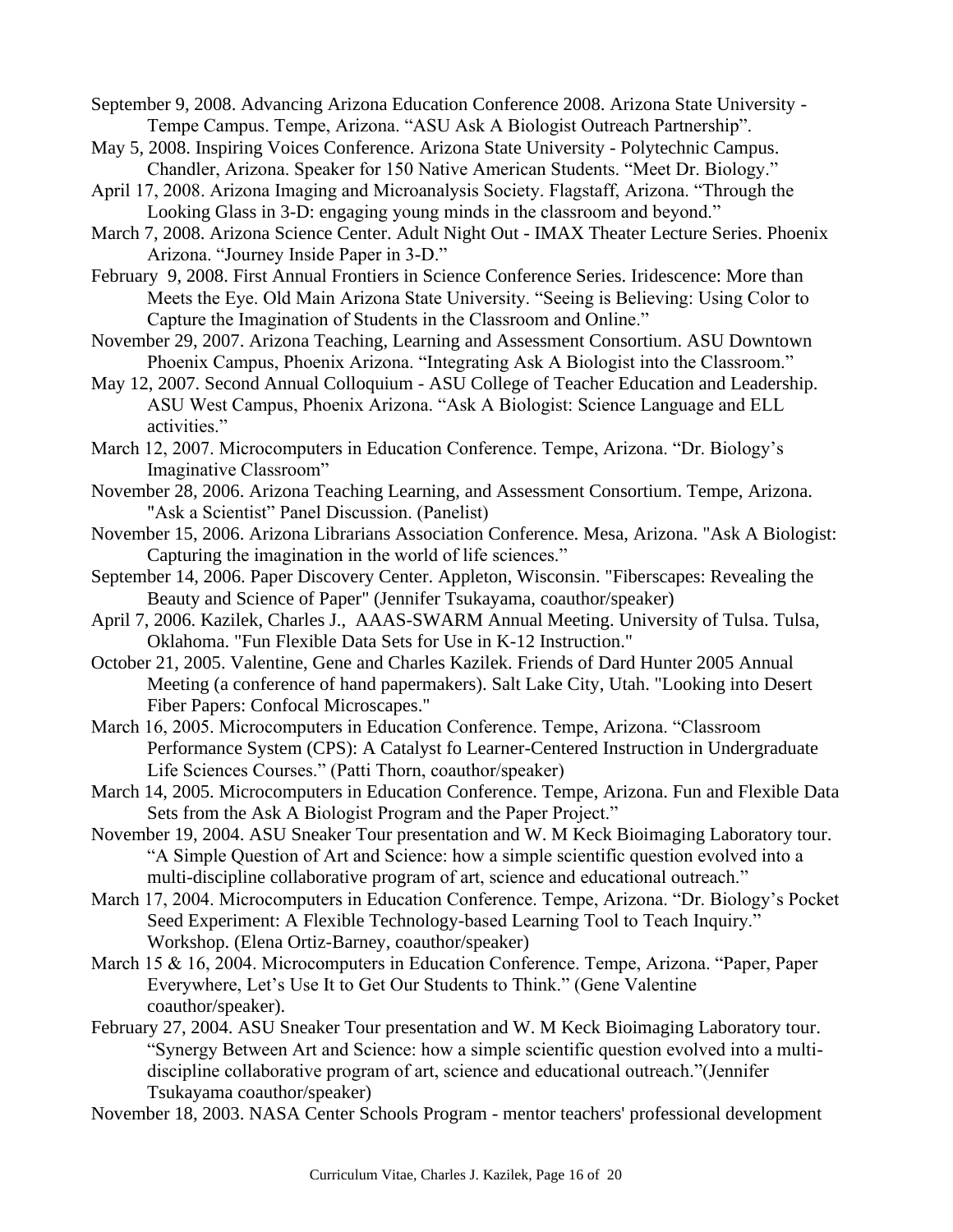September 9, 2008. Advancing Arizona Education Conference 2008. Arizona State University - Tempe Campus. Tempe, Arizona. "ASU Ask A Biologist Outreach Partnership".

May 5, 2008. Inspiring Voices Conference. Arizona State University - Polytechnic Campus. Chandler, Arizona. Speaker for 150 Native American Students. "Meet Dr. Biology."

April 17, 2008. Arizona Imaging and Microanalysis Society. Flagstaff, Arizona. "Through the Looking Glass in 3-D: engaging young minds in the classroom and beyond."

March 7, 2008. Arizona Science Center. Adult Night Out - IMAX Theater Lecture Series. Phoenix Arizona. "Journey Inside Paper in 3-D."

February 9, 2008. First Annual Frontiers in Science Conference Series. Iridescence: More than Meets the Eye. Old Main Arizona State University. "Seeing is Believing: Using Color to Capture the Imagination of Students in the Classroom and Online."

November 29, 2007. Arizona Teaching, Learning and Assessment Consortium. ASU Downtown Phoenix Campus, Phoenix Arizona. "Integrating Ask A Biologist into the Classroom."

May 12, 2007. Second Annual Colloquium - ASU College of Teacher Education and Leadership. ASU West Campus, Phoenix Arizona. "Ask A Biologist: Science Language and ELL activities."

March 12, 2007. Microcomputers in Education Conference. Tempe, Arizona. "Dr. Biology's Imaginative Classroom"

November 28, 2006. Arizona Teaching Learning, and Assessment Consortium. Tempe, Arizona. "Ask a Scientist" Panel Discussion. (Panelist)

November 15, 2006. Arizona Librarians Association Conference. Mesa, Arizona. "Ask A Biologist: Capturing the imagination in the world of life sciences."

September 14, 2006. Paper Discovery Center. Appleton, Wisconsin. "Fiberscapes: Revealing the Beauty and Science of Paper" (Jennifer Tsukayama, coauthor/speaker)

April 7, 2006. Kazilek, Charles J., AAAS-SWARM Annual Meeting. University of Tulsa. Tulsa, Oklahoma. "Fun Flexible Data Sets for Use in K-12 Instruction."

October 21, 2005. Valentine, Gene and Charles Kazilek. Friends of Dard Hunter 2005 Annual Meeting (a conference of hand papermakers). Salt Lake City, Utah. "Looking into Desert Fiber Papers: Confocal Microscapes."

March 16, 2005. Microcomputers in Education Conference. Tempe, Arizona. "Classroom Performance System (CPS): A Catalyst fo Learner-Centered Instruction in Undergraduate Life Sciences Courses." (Patti Thorn, coauthor/speaker)

March 14, 2005. Microcomputers in Education Conference. Tempe, Arizona. Fun and Flexible Data Sets from the Ask A Biologist Program and the Paper Project."

November 19, 2004. ASU Sneaker Tour presentation and W. M Keck Bioimaging Laboratory tour. "A Simple Question of Art and Science: how a simple scientific question evolved into a multi-discipline collaborative program of art, science and educational outreach."

March 17, 2004. Microcomputers in Education Conference. Tempe, Arizona. "Dr. Biology's Pocket Seed Experiment: A Flexible Technology-based Learning Tool to Teach Inquiry." Workshop. (Elena Ortiz-Barney, coauthor/speaker)

March 15 & 16, 2004. Microcomputers in Education Conference. Tempe, Arizona. "Paper, Paper Everywhere, Let's Use It to Get Our Students to Think." (Gene Valentine coauthor/speaker).

February 27, 2004. ASU Sneaker Tour presentation and W. M Keck Bioimaging Laboratory tour. "Synergy Between Art and Science: how a simple scientific question evolved into a multi-discipline collaborative program of art, science and educational outreach."(Jennifer Tsukayama coauthor/speaker)

November 18, 2003. NASA Center Schools Program - mentor teachers' professional development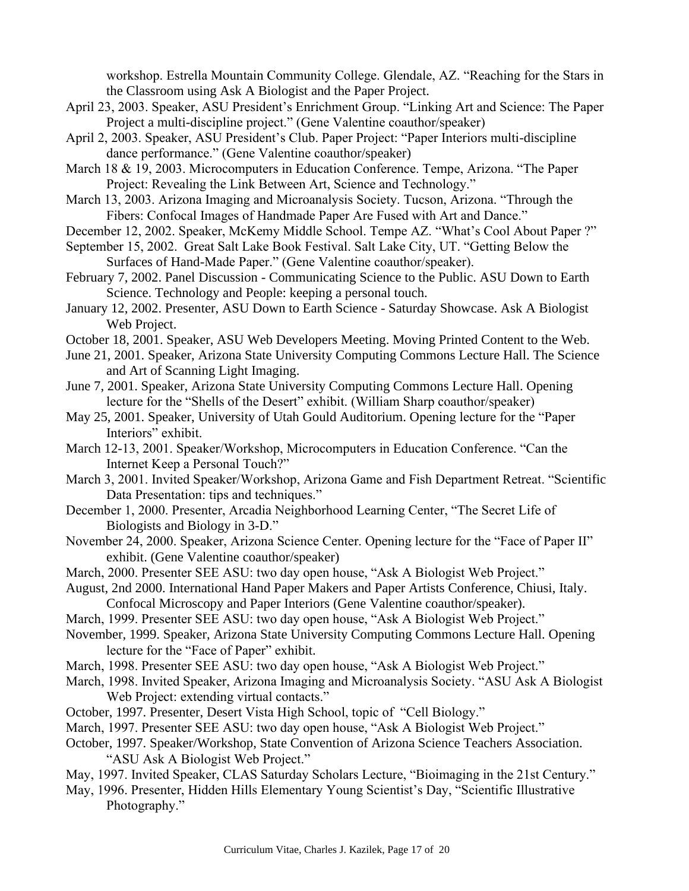workshop. Estrella Mountain Community College. Glendale, AZ. “Reaching for the Stars in the Classroom using Ask A Biologist and the Paper Project.

April 23, 2003. Speaker, ASU President’s Enrichment Group. “Linking Art and Science: The Paper Project a multi-discipline project.” (Gene Valentine coauthor/speaker)

April 2, 2003. Speaker, ASU President’s Club. Paper Project: “Paper Interiors multi-discipline dance performance.” (Gene Valentine coauthor/speaker)

March 18 & 19, 2003. Microcomputers in Education Conference. Tempe, Arizona. “The Paper Project: Revealing the Link Between Art, Science and Technology.”

March 13, 2003. Arizona Imaging and Microanalysis Society. Tucson, Arizona. “Through the Fibers: Confocal Images of Handmade Paper Are Fused with Art and Dance.”

December 12, 2002. Speaker, McKemy Middle School. Tempe AZ. “What’s Cool About Paper ?”

September 15, 2002. Great Salt Lake Book Festival. Salt Lake City, UT. “Getting Below the Surfaces of Hand-Made Paper.” (Gene Valentine coauthor/speaker).

February 7, 2002. Panel Discussion - Communicating Science to the Public. ASU Down to Earth Science. Technology and People: keeping a personal touch.

January 12, 2002. Presenter, ASU Down to Earth Science - Saturday Showcase. Ask A Biologist Web Project.

October 18, 2001. Speaker, ASU Web Developers Meeting. Moving Printed Content to the Web.

June 21, 2001. Speaker, Arizona State University Computing Commons Lecture Hall. The Science and Art of Scanning Light Imaging.

June 7, 2001. Speaker, Arizona State University Computing Commons Lecture Hall. Opening lecture for the “Shells of the Desert” exhibit. (William Sharp coauthor/speaker)

May 25, 2001. Speaker, University of Utah Gould Auditorium. Opening lecture for the “Paper Interiors” exhibit.

March 12-13, 2001. Speaker/Workshop, Microcomputers in Education Conference. “Can the Internet Keep a Personal Touch?”

March 3, 2001. Invited Speaker/Workshop, Arizona Game and Fish Department Retreat. “Scientific Data Presentation: tips and techniques.”

December 1, 2000. Presenter, Arcadia Neighborhood Learning Center, “The Secret Life of Biologists and Biology in 3-D.”

November 24, 2000. Speaker, Arizona Science Center. Opening lecture for the “Face of Paper II” exhibit. (Gene Valentine coauthor/speaker)

March, 2000. Presenter SEE ASU: two day open house, “Ask A Biologist Web Project.”

August, 2nd 2000. International Hand Paper Makers and Paper Artists Conference, Chiusi, Italy. Confocal Microscopy and Paper Interiors (Gene Valentine coauthor/speaker).

March, 1999. Presenter SEE ASU: two day open house, “Ask A Biologist Web Project.”

November, 1999. Speaker, Arizona State University Computing Commons Lecture Hall. Opening lecture for the “Face of Paper” exhibit.

March, 1998. Presenter SEE ASU: two day open house, “Ask A Biologist Web Project.”

March, 1998. Invited Speaker, Arizona Imaging and Microanalysis Society. “ASU Ask A Biologist Web Project: extending virtual contacts.”

October, 1997. Presenter, Desert Vista High School, topic of “Cell Biology.”

March, 1997. Presenter SEE ASU: two day open house, “Ask A Biologist Web Project.”

October, 1997. Speaker/Workshop, State Convention of Arizona Science Teachers Association. “ASU Ask A Biologist Web Project.”

May, 1997. Invited Speaker, CLAS Saturday Scholars Lecture, “Bioimaging in the 21st Century.”

May, 1996. Presenter, Hidden Hills Elementary Young Scientist’s Day, “Scientific Illustrative Photography.”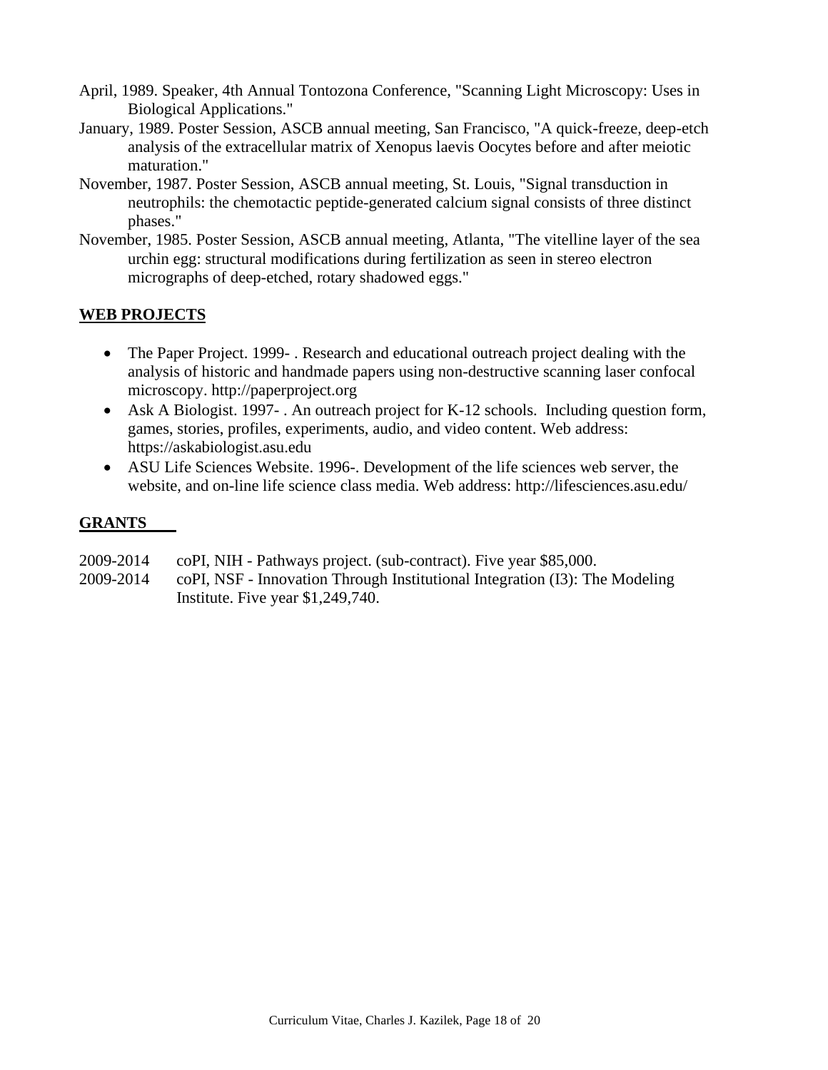April, 1989. Speaker, 4th Annual Tontozona Conference, "Scanning Light Microscopy: Uses in Biological Applications."

January, 1989. Poster Session, ASCB annual meeting, San Francisco, "A quick-freeze, deep-etch analysis of the extracellular matrix of Xenopus laevis Oocytes before and after meiotic maturation."

November, 1987. Poster Session, ASCB annual meeting, St. Louis, "Signal transduction in neutrophils: the chemotactic peptide-generated calcium signal consists of three distinct phases."

November, 1985. Poster Session, ASCB annual meeting, Atlanta, "The vitelline layer of the sea urchin egg: structural modifications during fertilization as seen in stereo electron micrographs of deep-etched, rotary shadowed eggs."

## WEB PROJECTS

- The Paper Project. 1999- . Research and educational outreach project dealing with the analysis of historic and handmade papers using non-destructive scanning laser confocal microscopy. http://paperproject.org
- Ask A Biologist. 1997- . An outreach project for K-12 schools. Including question form, games, stories, profiles, experiments, audio, and video content. Web address: https://askabiologist.asu.edu
- ASU Life Sciences Website. 1996-. Development of the life sciences web server, the website, and on-line life science class media. Web address: http://lifesciences.asu.edu/

## GRANTS

2009-2014 coPI, NIH - Pathways project. (sub-contract). Five year $85,000.

2009-2014 coPI, NSF - Innovation Through Institutional Integration (I3): The Modeling Institute. Five year $1,249,740.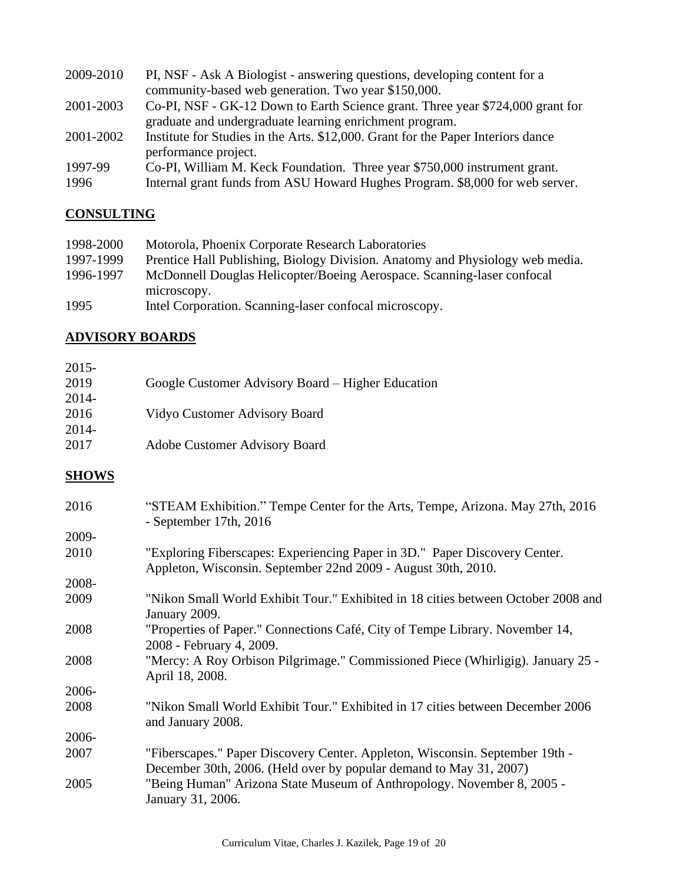2009-2010 PI, NSF - Ask A Biologist - answering questions, developing content for a community-based web generation. Two year $150,000.

2001-2003 Co-PI, NSF - GK-12 Down to Earth Science grant. Three year $724,000 grant for graduate and undergraduate learning enrichment program.

2001-2002 Institute for Studies in the Arts. $12,000. Grant for the Paper Interiors dance performance project.

1997-99 Co-PI, William M. Keck Foundation. Three year $750,000 instrument grant.

1996 Internal grant funds from ASU Howard Hughes Program. $8,000 for web server.

## CONSULTING

1998-2000 Motorola, Phoenix Corporate Research Laboratories

1997-1999 Prentice Hall Publishing, Biology Division. Anatomy and Physiology web media.

1996-1997 McDonnell Douglas Helicopter/Boeing Aerospace. Scanning-laser confocal microscopy.

1995 Intel Corporation. Scanning-laser confocal microscopy.

## ADVISORY BOARDS

2015-2019 Google Customer Advisory Board – Higher Education

2014-2016 Vidyo Customer Advisory Board

2014-2017 Adobe Customer Advisory Board

## SHOWS

2016 "STEAM Exhibition." Tempe Center for the Arts, Tempe, Arizona. May 27th, 2016 - September 17th, 2016

2009-2010 "Exploring Fiberscapes: Experiencing Paper in 3D." Paper Discovery Center. Appleton, Wisconsin. September 22nd 2009 - August 30th, 2010.

2008-2009 "Nikon Small World Exhibit Tour." Exhibited in 18 cities between October 2008 and January 2009.

2008 "Properties of Paper." Connections Café, City of Tempe Library. November 14, 2008 - February 4, 2009.

2008 "Mercy: A Roy Orbison Pilgrimage." Commissioned Piece (Whirligig). January 25 - April 18, 2008.

2006-2008 "Nikon Small World Exhibit Tour." Exhibited in 17 cities between December 2006 and January 2008.

2006-2007 "Fiberscapes." Paper Discovery Center. Appleton, Wisconsin. September 19th - December 30th, 2006. (Held over by popular demand to May 31, 2007)

2005 "Being Human" Arizona State Museum of Anthropology. November 8, 2005 - January 31, 2006.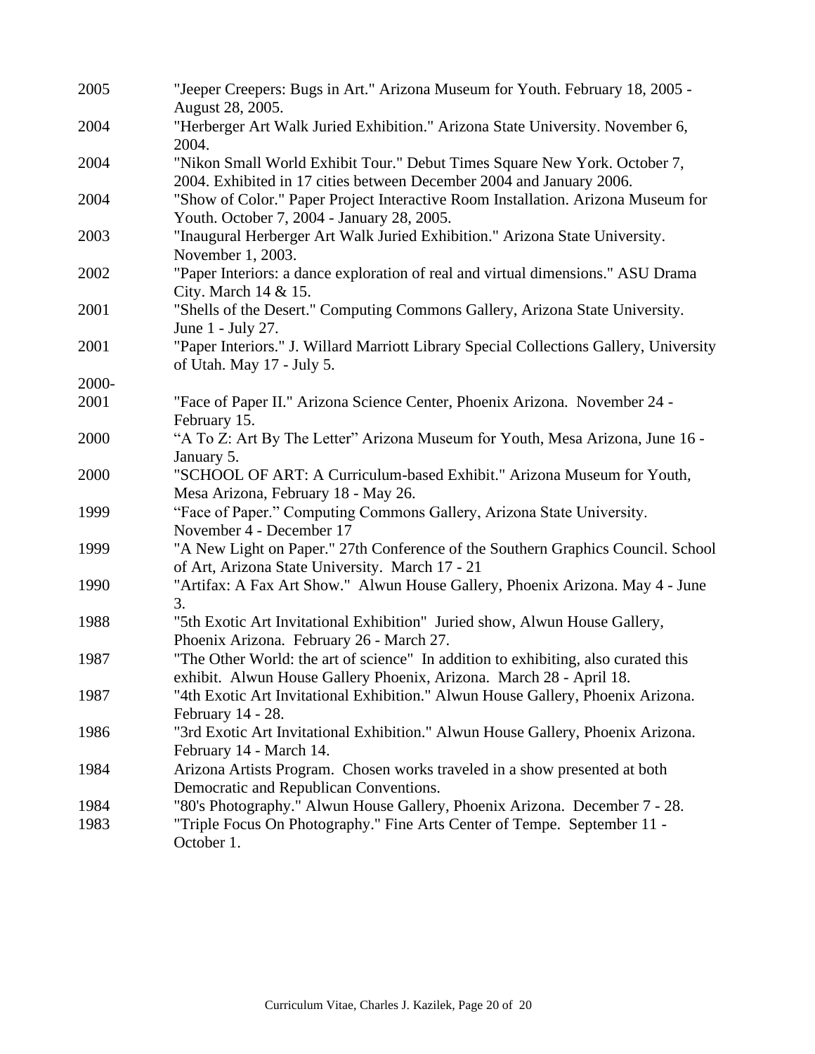| | |
|---|---|
| 2005 | "Jeeper Creepers: Bugs in Art." Arizona Museum for Youth. February 18, 2005 - August 28, 2005. |
| 2004 | "Herberger Art Walk Juried Exhibition." Arizona State University. November 6, 2004. |
| 2004 | "Nikon Small World Exhibit Tour." Debut Times Square New York. October 7, 2004. Exhibited in 17 cities between December 2004 and January 2006. |
| 2004 | "Show of Color." Paper Project Interactive Room Installation. Arizona Museum for Youth. October 7, 2004 - January 28, 2005. |
| 2003 | "Inaugural Herberger Art Walk Juried Exhibition." Arizona State University. November 1, 2003. |
| 2002 | "Paper Interiors: a dance exploration of real and virtual dimensions." ASU Drama City. March 14 & 15. |
| 2001 | "Shells of the Desert." Computing Commons Gallery, Arizona State University. June 1 - July 27. |
| 2001 | "Paper Interiors." J. Willard Marriott Library Special Collections Gallery, University of Utah. May 17 - July 5. |
| 2000-2001 | "Face of Paper II." Arizona Science Center, Phoenix Arizona. November 24 - February 15. |
| 2000 | "A To Z: Art By The Letter" Arizona Museum for Youth, Mesa Arizona, June 16 - January 5. |
| 2000 | "SCHOOL OF ART: A Curriculum-based Exhibit." Arizona Museum for Youth, Mesa Arizona, February 18 - May 26. |
| 1999 | "Face of Paper." Computing Commons Gallery, Arizona State University. November 4 - December 17 |
| 1999 | "A New Light on Paper." 27th Conference of the Southern Graphics Council. School of Art, Arizona State University. March 17 - 21 |
| 1990 | "Artifax: A Fax Art Show." Alwun House Gallery, Phoenix Arizona. May 4 - June 3. |
| 1988 | "5th Exotic Art Invitational Exhibition" Juried show, Alwun House Gallery, Phoenix Arizona. February 26 - March 27. |
| 1987 | "The Other World: the art of science" In addition to exhibiting, also curated this exhibit. Alwun House Gallery Phoenix, Arizona. March 28 - April 18. |
| 1987 | "4th Exotic Art Invitational Exhibition." Alwun House Gallery, Phoenix Arizona. February 14 - 28. |
| 1986 | "3rd Exotic Art Invitational Exhibition." Alwun House Gallery, Phoenix Arizona. February 14 - March 14. |
| 1984 | Arizona Artists Program. Chosen works traveled in a show presented at both Democratic and Republican Conventions. |
| 1984 | "80's Photography." Alwun House Gallery, Phoenix Arizona. December 7 - 28. |
| 1983 | "Triple Focus On Photography." Fine Arts Center of Tempe. September 11 - October 1. |